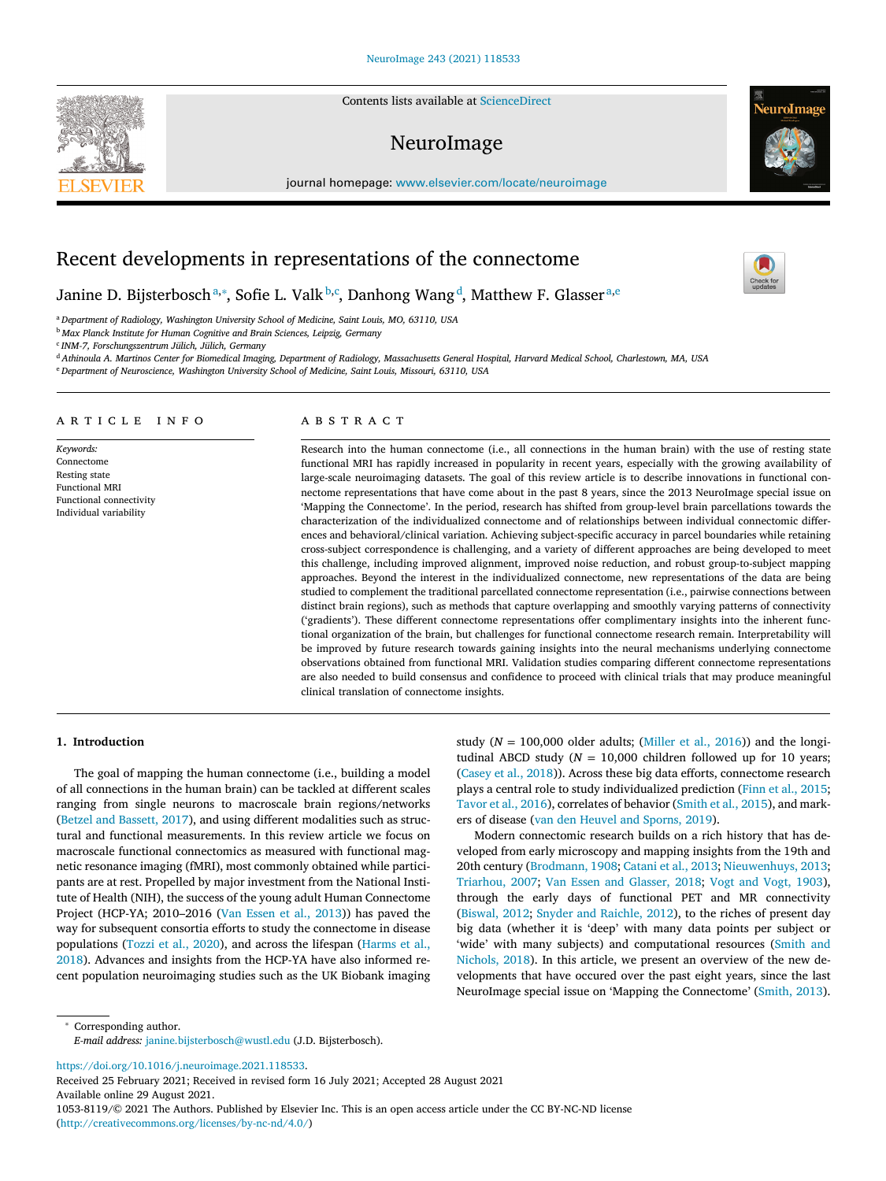# Recent developments in representations of the connectome

Janine D. Bijsterbosch[a,*], Sofie L. Valk[b,c], Danhong Wang[d], Matthew F. Glasser[a,e]

[a] Department of Radiology, Washington University School of Medicine, Saint Louis, MO, 63110, USA
[b] Max Planck Institute for Human Cognitive and Brain Sciences, Leipzig, Germany
[c] INM-7, Forschungszentrum Jülich, Jülich, Germany
[d] Athinoula A. Martinos Center for Biomedical Imaging, Department of Radiology, Massachusetts General Hospital, Harvard Medical School, Charlestown, MA, USA
[e] Department of Neuroscience, Washington University School of Medicine, Saint Louis, Missouri, 63110, USA

## ARTICLE INFO

*Keywords:*
Connectome
Resting state
Functional MRI
Functional connectivity
Individual variability

## ABSTRACT

Research into the human connectome (i.e., all connections in the human brain) with the use of resting state functional MRI has rapidly increased in popularity in recent years, especially with the growing availability of large-scale neuroimaging datasets. The goal of this review article is to describe innovations in functional connectome representations that have come about in the past 8 years, since the 2013 NeuroImage special issue on 'Mapping the Connectome'. In the period, research has shifted from group-level brain parcellations towards the characterization of the individualized connectome and of relationships between individual connectomic differences and behavioral/clinical variation. Achieving subject-specific accuracy in parcel boundaries while retaining cross-subject correspondence is challenging, and a variety of different approaches are being developed to meet this challenge, including improved alignment, improved noise reduction, and robust group-to-subject mapping approaches. Beyond the interest in the individualized connectome, new representations of the data are being studied to complement the traditional parcellated connectome representation (i.e., pairwise connections between distinct brain regions), such as methods that capture overlapping and smoothly varying patterns of connectivity ('gradients'). These different connectome representations offer complimentary insights into the inherent functional organization of the brain, but challenges for functional connectome research remain. Interpretability will be improved by future research towards gaining insights into the neural mechanisms underlying connectome observations obtained from functional MRI. Validation studies comparing different connectome representations are also needed to build consensus and confidence to proceed with clinical trials that may produce meaningful clinical translation of connectome insights.

## 1. Introduction

The goal of mapping the human connectome (i.e., building a model of all connections in the human brain) can be tackled at different scales ranging from single neurons to macroscale brain regions/networks (Betzel and Bassett, 2017), and using different modalities such as structural and functional measurements. In this review article we focus on macroscale functional connectomics as measured with functional magnetic resonance imaging (fMRI), most commonly obtained while participants are at rest. Propelled by major investment from the National Institute of Health (NIH), the success of the young adult Human Connectome Project (HCP-YA; 2010–2016 (Van Essen et al., 2013)) has paved the way for subsequent consortia efforts to study the connectome in disease populations (Tozzi et al., 2020), and across the lifespan (Harms et al., 2018). Advances and insights from the HCP-YA have also informed recent population neuroimaging studies such as the UK Biobank imaging study ($N$ = 100,000 older adults; (Miller et al., 2016)) and the longitudinal ABCD study ($N$ = 10,000 children followed up for 10 years; (Casey et al., 2018)). Across these big data efforts, connectome research plays a central role to study individualized prediction (Finn et al., 2015; Tavor et al., 2016), correlates of behavior (Smith et al., 2015), and markers of disease (van den Heuvel and Sporns, 2019).

Modern connectomic research builds on a rich history that has developed from early microscopy and mapping insights from the 19th and 20th century (Brodmann, 1908; Catani et al., 2013; Nieuwenhuys, 2013; Triarhou, 2007; Van Essen and Glasser, 2018; Vogt and Vogt, 1903), through the early days of functional PET and MR connectivity (Biswal, 2012; Snyder and Raichle, 2012), to the riches of present day big data (whether it is 'deep' with many data points per subject or 'wide' with many subjects) and computational resources (Smith and Nichols, 2018). In this article, we present an overview of the new developments that have occured over the past eight years, since the last NeuroImage special issue on 'Mapping the Connectome' (Smith, 2013).

* Corresponding author.
*E-mail address:* janine.bijsterbosch@wustl.edu (J.D. Bijsterbosch).

https://doi.org/10.1016/j.neuroimage.2021.118533.
Received 25 February 2021; Received in revised form 16 July 2021; Accepted 28 August 2021
Available online 29 August 2021.
1053-8119/© 2021 The Authors. Published by Elsevier Inc. This is an open access article under the CC BY-NC-ND license (http://creativecommons.org/licenses/by-nc-nd/4.0/)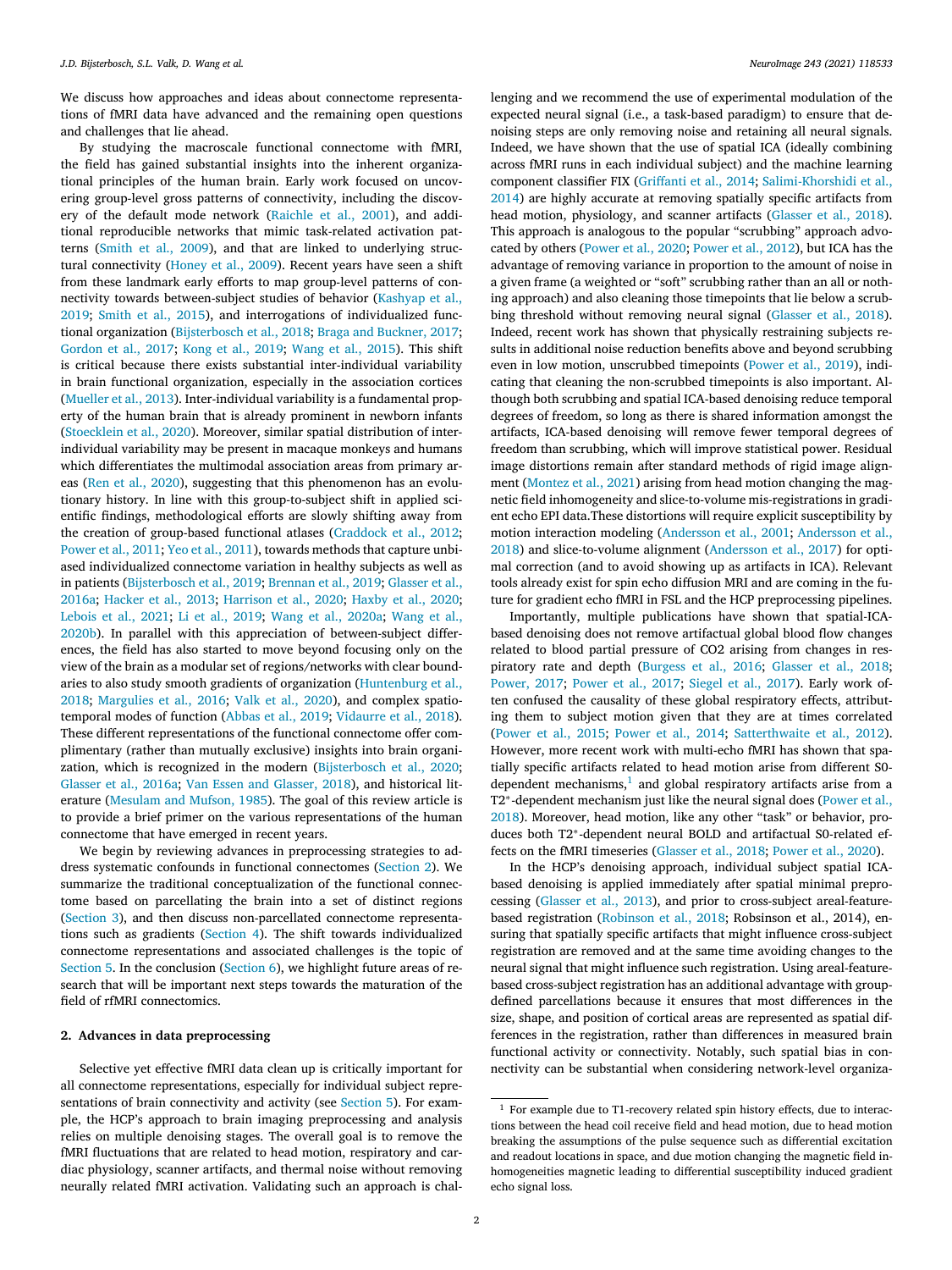We discuss how approaches and ideas about connectome representations of fMRI data have advanced and the remaining open questions and challenges that lie ahead.

By studying the macroscale functional connectome with fMRI, the field has gained substantial insights into the inherent organizational principles of the human brain. Early work focused on uncovering group-level gross patterns of connectivity, including the discovery of the default mode network (Raichle et al., 2001), and additional reproducible networks that mimic task-related activation patterns (Smith et al., 2009), and that are linked to underlying structural connectivity (Honey et al., 2009). Recent years have seen a shift from these landmark early efforts to map group-level patterns of connectivity towards between-subject studies of behavior (Kashyap et al., 2019; Smith et al., 2015), and interrogations of individualized functional organization (Bijsterbosch et al., 2018; Braga and Buckner, 2017; Gordon et al., 2017; Kong et al., 2019; Wang et al., 2015). This shift is critical because there exists substantial inter-individual variability in brain functional organization, especially in the association cortices (Mueller et al., 2013). Inter-individual variability is a fundamental property of the human brain that is already prominent in newborn infants (Stoecklein et al., 2020). Moreover, similar spatial distribution of inter-individual variability may be present in macaque monkeys and humans which differentiates the multimodal association areas from primary areas (Ren et al., 2020), suggesting that this phenomenon has an evolutionary history. In line with this group-to-subject shift in applied scientific findings, methodological efforts are slowly shifting away from the creation of group-based functional atlases (Craddock et al., 2012; Power et al., 2011; Yeo et al., 2011), towards methods that capture unbiased individualized connectome variation in healthy subjects as well as in patients (Bijsterbosch et al., 2019; Brennan et al., 2019; Glasser et al., 2016a; Hacker et al., 2013; Harrison et al., 2020; Haxby et al., 2020; Lebois et al., 2021; Li et al., 2019; Wang et al., 2020a; Wang et al., 2020b). In parallel with this appreciation of between-subject differences, the field has also started to move beyond focusing only on the view of the brain as a modular set of regions/networks with clear boundaries to also study smooth gradients of organization (Huntenburg et al., 2018; Margulies et al., 2016; Valk et al., 2020), and complex spatiotemporal modes of function (Abbas et al., 2019; Vidaurre et al., 2018). These different representations of the functional connectome offer complimentary (rather than mutually exclusive) insights into brain organization, which is recognized in the modern (Bijsterbosch et al., 2020; Glasser et al., 2016a; Van Essen and Glasser, 2018), and historical literature (Mesulam and Mufson, 1985). The goal of this review article is to provide a brief primer on the various representations of the human connectome that have emerged in recent years.

We begin by reviewing advances in preprocessing strategies to address systematic confounds in functional connectomes (Section 2). We summarize the traditional conceptualization of the functional connectome based on parcellating the brain into a set of distinct regions (Section 3), and then discuss non-parcellated connectome representations such as gradients (Section 4). The shift towards individualized connectome representations and associated challenges is the topic of Section 5. In the conclusion (Section 6), we highlight future areas of research that will be important next steps towards the maturation of the field of rfMRI connectomics.

## 2. Advances in data preprocessing

Selective yet effective fMRI data clean up is critically important for all connectome representations, especially for individual subject representations of brain connectivity and activity (see Section 5). For example, the HCP's approach to brain imaging preprocessing and analysis relies on multiple denoising stages. The overall goal is to remove the fMRI fluctuations that are related to head motion, respiratory and cardiac physiology, scanner artifacts, and thermal noise without removing neurally related fMRI activation. Validating such an approach is challenging and we recommend the use of experimental modulation of the expected neural signal (i.e., a task-based paradigm) to ensure that denoising steps are only removing noise and retaining all neural signals. Indeed, we have shown that the use of spatial ICA (ideally combining across fMRI runs in each individual subject) and the machine learning component classifier FIX (Griffanti et al., 2014; Salimi-Khorshidi et al., 2014) are highly accurate at removing spatially specific artifacts from head motion, physiology, and scanner artifacts (Glasser et al., 2018). This approach is analogous to the popular "scrubbing" approach advocated by others (Power et al., 2020; Power et al., 2012), but ICA has the advantage of removing variance in proportion to the amount of noise in a given frame (a weighted or "soft" scrubbing rather than an all or nothing approach) and also cleaning those timepoints that lie below a scrubbing threshold without removing neural signal (Glasser et al., 2018). Indeed, recent work has shown that physically restraining subjects results in additional noise reduction benefits above and beyond scrubbing even in low motion, unscrubbed timepoints (Power et al., 2019), indicating that cleaning the non-scrubbed timepoints is also important. Although both scrubbing and spatial ICA-based denoising reduce temporal degrees of freedom, so long as there is shared information amongst the artifacts, ICA-based denoising will remove fewer temporal degrees of freedom than scrubbing, which will improve statistical power. Residual image distortions remain after standard methods of rigid image alignment (Montez et al., 2021) arising from head motion changing the magnetic field inhomogeneity and slice-to-volume mis-registrations in gradient echo EPI data.These distortions will require explicit susceptibility by motion interaction modeling (Andersson et al., 2001; Andersson et al., 2018) and slice-to-volume alignment (Andersson et al., 2017) for optimal correction (and to avoid showing up as artifacts in ICA). Relevant tools already exist for spin echo diffusion MRI and are coming in the future for gradient echo fMRI in FSL and the HCP preprocessing pipelines.

Importantly, multiple publications have shown that spatial-ICA-based denoising does not remove artifactual global blood flow changes related to blood partial pressure of $CO_2$ arising from changes in respiratory rate and depth (Burgess et al., 2016; Glasser et al., 2018; Power, 2017; Power et al., 2017; Siegel et al., 2017). Early work often confused the causality of these global respiratory effects, attributing them to subject motion given that they are at times correlated (Power et al., 2015; Power et al., 2014; Satterthwaite et al., 2012). However, more recent work with multi-echo fMRI has shown that spatially specific artifacts related to head motion arise from different S0-dependent mechanisms,[1] and global respiratory artifacts arise from a $T2^*$-dependent mechanism just like the neural signal does (Power et al., 2018). Moreover, head motion, like any other "task" or behavior, produces both $T2^*$-dependent neural BOLD and artifactual S0-related effects on the fMRI timeseries (Glasser et al., 2018; Power et al., 2020).

In the HCP's denoising approach, individual subject spatial ICA-based denoising is applied immediately after spatial minimal preprocessing (Glasser et al., 2013), and prior to cross-subject areal-feature-based registration (Robinson et al., 2018; Robsinson et al., 2014), ensuring that spatially specific artifacts that might influence cross-subject registration are removed and at the same time avoiding changes to the neural signal that might influence such registration. Using areal-feature-based cross-subject registration has an additional advantage with group-defined parcellations because it ensures that most differences in the size, shape, and position of cortical areas are represented as spatial differences in the registration, rather than differences in measured brain functional activity or connectivity. Notably, such spatial bias in connectivity can be substantial when considering network-level organiza-

[1] For example due to T1-recovery related spin history effects, due to interactions between the head coil receive field and head motion, due to head motion breaking the assumptions of the pulse sequence such as differential excitation and readout locations in space, and due motion changing the magnetic field inhomogeneities magnetic leading to differential susceptibility induced gradient echo signal loss.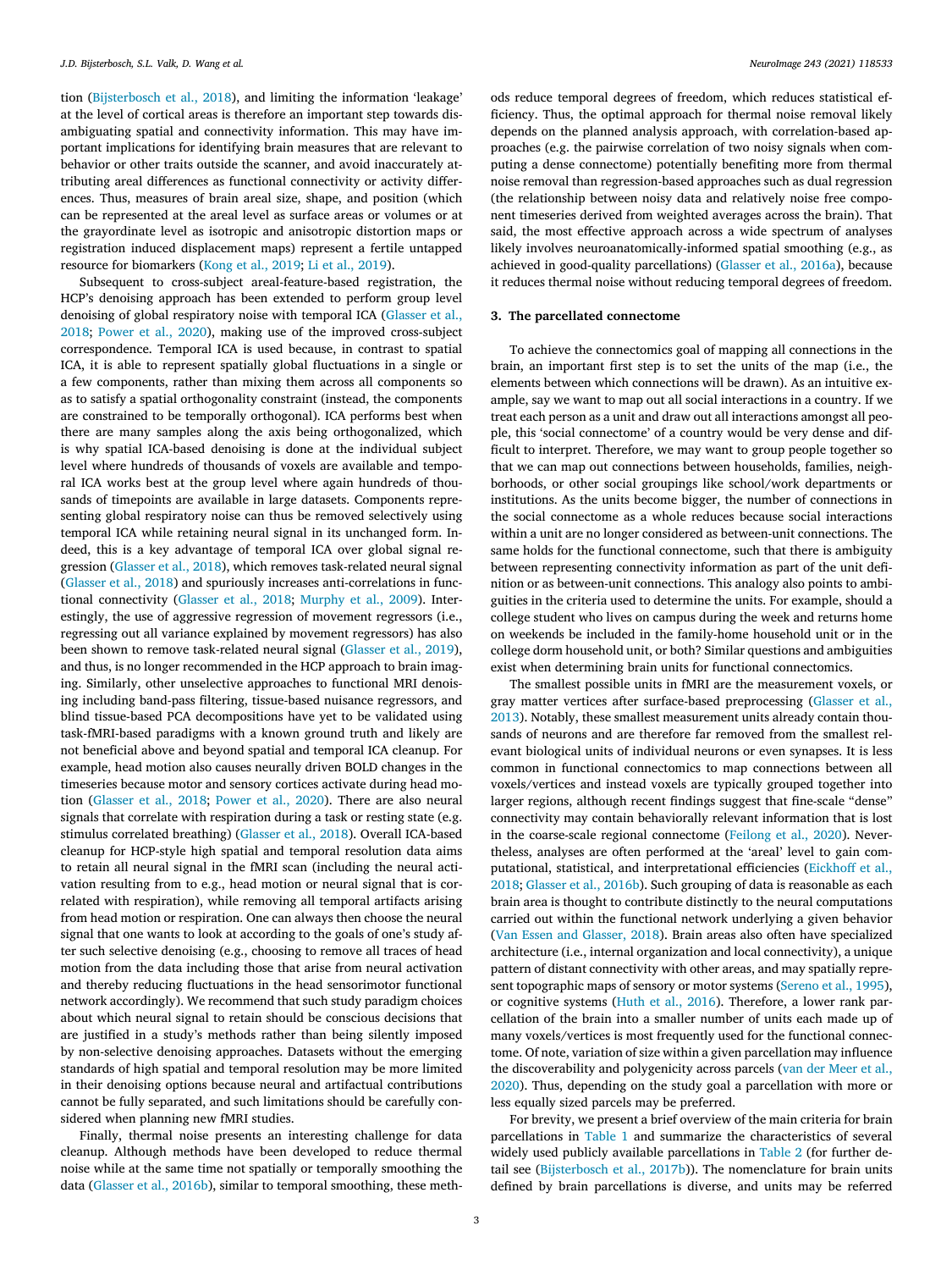tion (Bijsterbosch et al., 2018), and limiting the information 'leakage' at the level of cortical areas is therefore an important step towards disambiguating spatial and connectivity information. This may have important implications for identifying brain measures that are relevant to behavior or other traits outside the scanner, and avoid inaccurately attributing areal differences as functional connectivity or activity differences. Thus, measures of brain areal size, shape, and position (which can be represented at the areal level as surface areas or volumes or at the grayordinate level as isotropic and anisotropic distortion maps or registration induced displacement maps) represent a fertile untapped resource for biomarkers (Kong et al., 2019; Li et al., 2019).

Subsequent to cross-subject areal-feature-based registration, the HCP's denoising approach has been extended to perform group level denoising of global respiratory noise with temporal ICA (Glasser et al., 2018; Power et al., 2020), making use of the improved cross-subject correspondence. Temporal ICA is used because, in contrast to spatial ICA, it is able to represent spatially global fluctuations in a single or a few components, rather than mixing them across all components so as to satisfy a spatial orthogonality constraint (instead, the components are constrained to be temporally orthogonal). ICA performs best when there are many samples along the axis being orthogonalized, which is why spatial ICA-based denoising is done at the individual subject level where hundreds of thousands of voxels are available and temporal ICA works best at the group level where again hundreds of thousands of timepoints are available in large datasets. Components representing global respiratory noise can thus be removed selectively using temporal ICA while retaining neural signal in its unchanged form. Indeed, this is a key advantage of temporal ICA over global signal regression (Glasser et al., 2018), which removes task-related neural signal (Glasser et al., 2018) and spuriously increases anti-correlations in functional connectivity (Glasser et al., 2018; Murphy et al., 2009). Interestingly, the use of aggressive regression of movement regressors (i.e., regressing out all variance explained by movement regressors) has also been shown to remove task-related neural signal (Glasser et al., 2019), and thus, is no longer recommended in the HCP approach to brain imaging. Similarly, other unselective approaches to functional MRI denoising including band-pass filtering, tissue-based nuisance regressors, and blind tissue-based PCA decompositions have yet to be validated using task-fMRI-based paradigms with a known ground truth and likely are not beneficial above and beyond spatial and temporal ICA cleanup. For example, head motion also causes neurally driven BOLD changes in the timeseries because motor and sensory cortices activate during head motion (Glasser et al., 2018; Power et al., 2020). There are also neural signals that correlate with respiration during a task or resting state (e.g. stimulus correlated breathing) (Glasser et al., 2018). Overall ICA-based cleanup for HCP-style high spatial and temporal resolution data aims to retain all neural signal in the fMRI scan (including the neural activation resulting from to e.g., head motion or neural signal that is correlated with respiration), while removing all temporal artifacts arising from head motion or respiration. One can always then choose the neural signal that one wants to look at according to the goals of one's study after such selective denoising (e.g., choosing to remove all traces of head motion from the data including those that arise from neural activation and thereby reducing fluctuations in the head sensorimotor functional network accordingly). We recommend that such study paradigm choices about which neural signal to retain should be conscious decisions that are justified in a study's methods rather than being silently imposed by non-selective denoising approaches. Datasets without the emerging standards of high spatial and temporal resolution may be more limited in their denoising options because neural and artifactual contributions cannot be fully separated, and such limitations should be carefully considered when planning new fMRI studies.

Finally, thermal noise presents an interesting challenge for data cleanup. Although methods have been developed to reduce thermal noise while at the same time not spatially or temporally smoothing the data (Glasser et al., 2016b), similar to temporal smoothing, these methods reduce temporal degrees of freedom, which reduces statistical efficiency. Thus, the optimal approach for thermal noise removal likely depends on the planned analysis approach, with correlation-based approaches (e.g. the pairwise correlation of two noisy signals when computing a dense connectome) potentially benefiting more from thermal noise removal than regression-based approaches such as dual regression (the relationship between noisy data and relatively noise free component timeseries derived from weighted averages across the brain). That said, the most effective approach across a wide spectrum of analyses likely involves neuroanatomically-informed spatial smoothing (e.g., as achieved in good-quality parcellations) (Glasser et al., 2016a), because it reduces thermal noise without reducing temporal degrees of freedom.

## 3. The parcellated connectome

To achieve the connectomics goal of mapping all connections in the brain, an important first step is to set the units of the map (i.e., the elements between which connections will be drawn). As an intuitive example, say we want to map out all social interactions in a country. If we treat each person as a unit and draw out all interactions amongst all people, this 'social connectome' of a country would be very dense and difficult to interpret. Therefore, we may want to group people together so that we can map out connections between households, families, neighborhoods, or other social groupings like school/work departments or institutions. As the units become bigger, the number of connections in the social connectome as a whole reduces because social interactions within a unit are no longer considered as between-unit connections. The same holds for the functional connectome, such that there is ambiguity between representing connectivity information as part of the unit definition or as between-unit connections. This analogy also points to ambiguities in the criteria used to determine the units. For example, should a college student who lives on campus during the week and returns home on weekends be included in the family-home household unit or in the college dorm household unit, or both? Similar questions and ambiguities exist when determining brain units for functional connectomics.

The smallest possible units in fMRI are the measurement voxels, or gray matter vertices after surface-based preprocessing (Glasser et al., 2013). Notably, these smallest measurement units already contain thousands of neurons and are therefore far removed from the smallest relevant biological units of individual neurons or even synapses. It is less common in functional connectomics to map connections between all voxels/vertices and instead voxels are typically grouped together into larger regions, although recent findings suggest that fine-scale "dense" connectivity may contain behaviorally relevant information that is lost in the coarse-scale regional connectome (Feilong et al., 2020). Nevertheless, analyses are often performed at the 'areal' level to gain computational, statistical, and interpretational efficiencies (Eickhoff et al., 2018; Glasser et al., 2016b). Such grouping of data is reasonable as each brain area is thought to contribute distinctly to the neural computations carried out within the functional network underlying a given behavior (Van Essen and Glasser, 2018). Brain areas also often have specialized architecture (i.e., internal organization and local connectivity), a unique pattern of distant connectivity with other areas, and may spatially represent topographic maps of sensory or motor systems (Sereno et al., 1995), or cognitive systems (Huth et al., 2016). Therefore, a lower rank parcellation of the brain into a smaller number of units each made up of many voxels/vertices is most frequently used for the functional connectome. Of note, variation of size within a given parcellation may influence the discoverability and polygenicity across parcels (van der Meer et al., 2020). Thus, depending on the study goal a parcellation with more or less equally sized parcels may be preferred.

For brevity, we present a brief overview of the main criteria for brain parcellations in Table 1 and summarize the characteristics of several widely used publicly available parcellations in Table 2 (for further detail see (Bijsterbosch et al., 2017b)). The nomenclature for brain units defined by brain parcellations is diverse, and units may be referred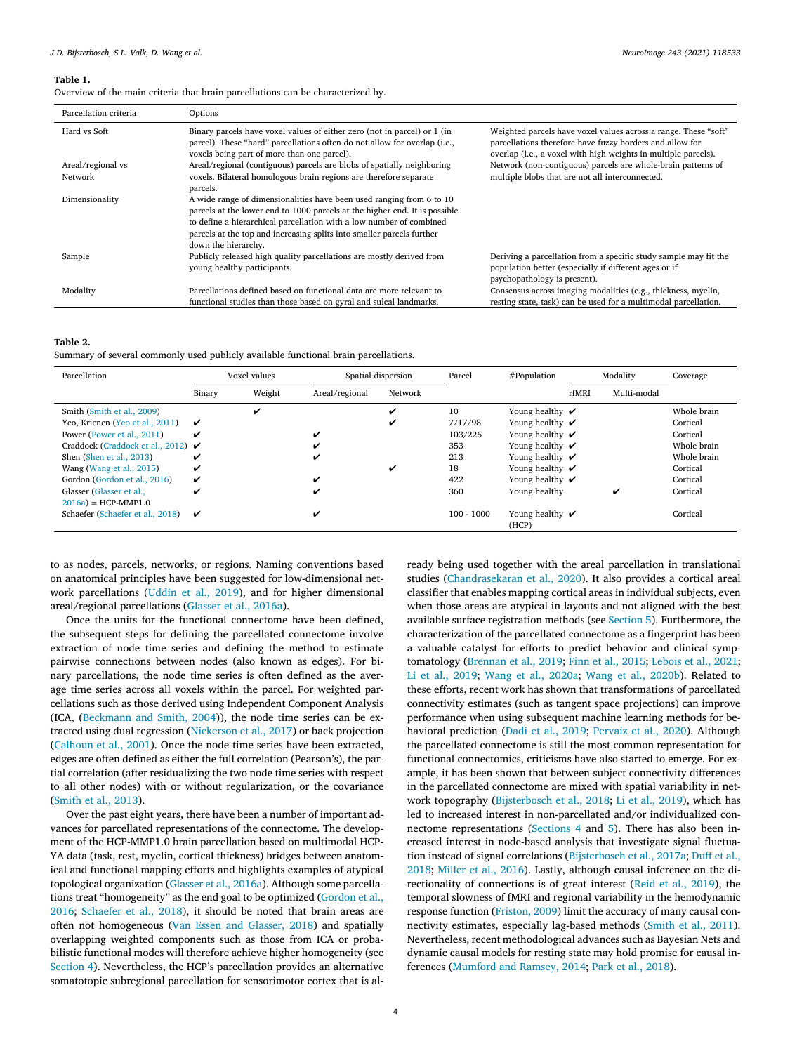**Table 1.**
Overview of the main criteria that brain parcellations can be characterized by.

| Parcellation criteria | Options | |
|---|---|---|
| Hard vs Soft | Binary parcels have voxel values of either zero (not in parcel) or 1 (in parcel). These "hard" parcellations often do not allow for overlap (i.e., voxels being part of more than one parcel). | Weighted parcels have voxel values across a range. These "soft" parcellations therefore have fuzzy borders and allow for overlap (i.e., a voxel with high weights in multiple parcels). |
| Areal/regional vs Network | Areal/regional (contiguous) parcels are blobs of spatially neighboring voxels. Bilateral homologous brain regions are therefore separate parcels. | Network (non-contiguous) parcels are whole-brain patterns of multiple blobs that are not all interconnected. |
| Dimensionality | A wide range of dimensionalities have been used ranging from 6 to 10 parcels at the lower end to 1000 parcels at the higher end. It is possible to define a hierarchical parcellation with a low number of combined parcels at the top and increasing splits into smaller parcels further down the hierarchy. | |
| Sample | Publicly released high quality parcellations are mostly derived from young healthy participants. | Deriving a parcellation from a specific study sample may fit the population better (especially if different ages or if psychopathology is present). |
| Modality | Parcellations defined based on functional data are more relevant to functional studies than those based on gyral and sulcal landmarks. | Consensus across imaging modalities (e.g., thickness, myelin, resting state, task) can be used for a multimodal parcellation. |

**Table 2.**
Summary of several commonly used publicly available functional brain parcellations.

| Parcellation | Voxel values | | Spatial dispersion | | Parcel | #Population | Modality | | Coverage |
|---|---|---|---|---|---|---|---|---|---|
| | Binary | Weight | Areal/regional | Network | | | rfMRI | Multi-modal | |
| Smith (Smith et al., 2009) | | ✔ | | ✔ | 10 | Young healthy | ✔ | | Whole brain |
| Yeo, Krienen (Yeo et al., 2011) | ✔ | | | ✔ | 7/17/98 | Young healthy | ✔ | | Cortical |
| Power (Power et al., 2011) | ✔ | | ✔ | | 103/226 | Young healthy | ✔ | | Cortical |
| Craddock (Craddock et al., 2012) | ✔ | | ✔ | | 353 | Young healthy | ✔ | | Whole brain |
| Shen (Shen et al., 2013) | ✔ | | ✔ | | 213 | Young healthy | ✔ | | Whole brain |
| Wang (Wang et al., 2015) | ✔ | | | ✔ | 18 | Young healthy | ✔ | | Cortical |
| Gordon (Gordon et al., 2016) | ✔ | | ✔ | | 422 | Young healthy | ✔ | | Cortical |
| Glasser (Glasser et al., 2016a) = HCP-MMP1.0 | ✔ | | ✔ | | 360 | Young healthy | | ✔ | Cortical |
| Schaefer (Schaefer et al., 2018) | ✔ | | ✔ | | 100 - 1000 | Young healthy (HCP) | ✔ | | Cortical |

to as nodes, parcels, networks, or regions. Naming conventions based on anatomical principles have been suggested for low-dimensional network parcellations (Uddin et al., 2019), and for higher dimensional areal/regional parcellations (Glasser et al., 2016a).

Once the units for the functional connectome have been defined, the subsequent steps for defining the parcellated connectome involve extraction of node time series and defining the method to estimate pairwise connections between nodes (also known as edges). For binary parcellations, the node time series is often defined as the average time series across all voxels within the parcel. For weighted parcellations such as those derived using Independent Component Analysis (ICA, (Beckmann and Smith, 2004)), the node time series can be extracted using dual regression (Nickerson et al., 2017) or back projection (Calhoun et al., 2001). Once the node time series have been extracted, edges are often defined as either the full correlation (Pearson's), the partial correlation (after residualizing the two node time series with respect to all other nodes) with or without regularization, or the covariance (Smith et al., 2013).

Over the past eight years, there have been a number of important advances for parcellated representations of the connectome. The development of the HCP-MMP1.0 brain parcellation based on multimodal HCP-YA data (task, rest, myelin, cortical thickness) bridges between anatomical and functional mapping efforts and highlights examples of atypical topological organization (Glasser et al., 2016a). Although some parcellations treat "homogeneity" as the end goal to be optimized (Gordon et al., 2016; Schaefer et al., 2018), it should be noted that brain areas are often not homogeneous (Van Essen and Glasser, 2018) and spatially overlapping weighted components such as those from ICA or probabilistic functional modes will therefore achieve higher homogeneity (see Section 4). Nevertheless, the HCP's parcellation provides an alternative somatotopic subregional parcellation for sensorimotor cortex that is already being used together with the areal parcellation in translational studies (Chandrasekaran et al., 2020). It also provides a cortical areal classifier that enables mapping cortical areas in individual subjects, even when those areas are atypical in layouts and not aligned with the best available surface registration methods (see Section 5). Furthermore, the characterization of the parcellated connectome as a fingerprint has been a valuable catalyst for efforts to predict behavior and clinical symptomatology (Brennan et al., 2019; Finn et al., 2015; Lebois et al., 2021; Li et al., 2019; Wang et al., 2020a; Wang et al., 2020b). Related to these efforts, recent work has shown that transformations of parcellated connectivity estimates (such as tangent space projections) can improve performance when using subsequent machine learning methods for behavioral prediction (Dadi et al., 2019; Pervaiz et al., 2020). Although the parcellated connectome is still the most common representation for functional connectomics, criticisms have also started to emerge. For example, it has been shown that between-subject connectivity differences in the parcellated connectome are mixed with spatial variability in network topography (Bijsterbosch et al., 2018; Li et al., 2019), which has led to increased interest in non-parcellated and/or individualized connectome representations (Sections 4 and 5). There has also been increased interest in node-based analysis that investigate signal fluctuation instead of signal correlations (Bijsterbosch et al., 2017a; Duff et al., 2018; Miller et al., 2016). Lastly, although causal inference on the directionality of connections is of great interest (Reid et al., 2019), the temporal slowness of fMRI and regional variability in the hemodynamic response function (Friston, 2009) limit the accuracy of many causal connectivity estimates, especially lag-based methods (Smith et al., 2011). Nevertheless, recent methodological advances such as Bayesian Nets and dynamic causal models for resting state may hold promise for causal inferences (Mumford and Ramsey, 2014; Park et al., 2018).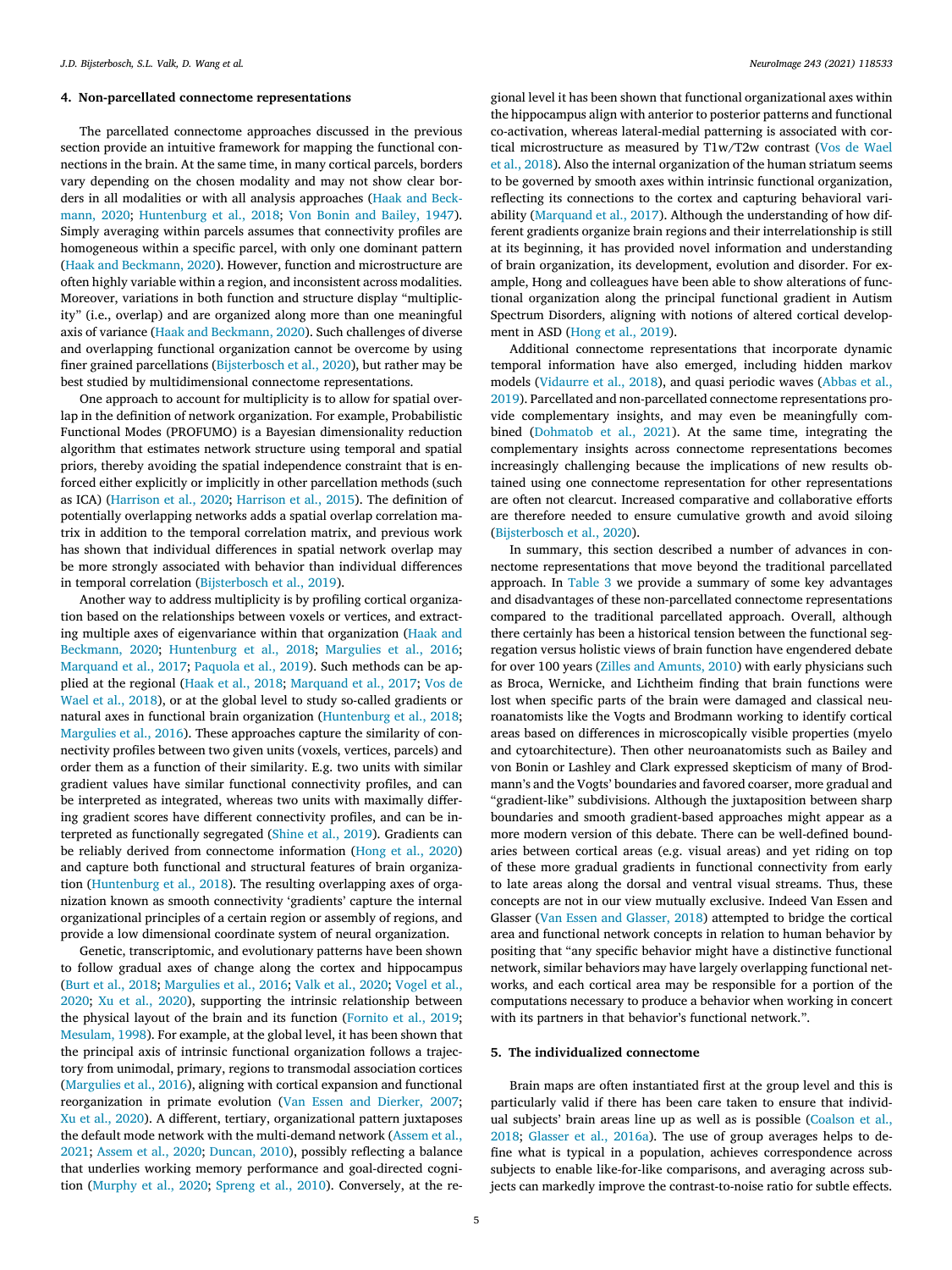## 4. Non-parcellated connectome representations

The parcellated connectome approaches discussed in the previous section provide an intuitive framework for mapping the functional connections in the brain. At the same time, in many cortical parcels, borders vary depending on the chosen modality and may not show clear borders in all modalities or with all analysis approaches (Haak and Beckmann, 2020; Huntenburg et al., 2018; Von Bonin and Bailey, 1947). Simply averaging within parcels assumes that connectivity profiles are homogeneous within a specific parcel, with only one dominant pattern (Haak and Beckmann, 2020). However, function and microstructure are often highly variable within a region, and inconsistent across modalities. Moreover, variations in both function and structure display "multiplicity" (i.e., overlap) and are organized along more than one meaningful axis of variance (Haak and Beckmann, 2020). Such challenges of diverse and overlapping functional organization cannot be overcome by using finer grained parcellations (Bijsterbosch et al., 2020), but rather may be best studied by multidimensional connectome representations.

One approach to account for multiplicity is to allow for spatial overlap in the definition of network organization. For example, Probabilistic Functional Modes (PROFUMO) is a Bayesian dimensionality reduction algorithm that estimates network structure using temporal and spatial priors, thereby avoiding the spatial independence constraint that is enforced either explicitly or implicitly in other parcellation methods (such as ICA) (Harrison et al., 2020; Harrison et al., 2015). The definition of potentially overlapping networks adds a spatial overlap correlation matrix in addition to the temporal correlation matrix, and previous work has shown that individual differences in spatial network overlap may be more strongly associated with behavior than individual differences in temporal correlation (Bijsterbosch et al., 2019).

Another way to address multiplicity is by profiling cortical organization based on the relationships between voxels or vertices, and extracting multiple axes of eigenvariance within that organization (Haak and Beckmann, 2020; Huntenburg et al., 2018; Margulies et al., 2016; Marquand et al., 2017; Paquola et al., 2019). Such methods can be applied at the regional (Haak et al., 2018; Marquand et al., 2017; Vos de Wael et al., 2018), or at the global level to study so-called gradients or natural axes in functional brain organization (Huntenburg et al., 2018; Margulies et al., 2016). These approaches capture the similarity of connectivity profiles between two given units (voxels, vertices, parcels) and order them as a function of their similarity. E.g. two units with similar gradient values have similar functional connectivity profiles, and can be interpreted as integrated, whereas two units with maximally differing gradient scores have different connectivity profiles, and can be interpreted as functionally segregated (Shine et al., 2019). Gradients can be reliably derived from connectome information (Hong et al., 2020) and capture both functional and structural features of brain organization (Huntenburg et al., 2018). The resulting overlapping axes of organization known as smooth connectivity 'gradients' capture the internal organizational principles of a certain region or assembly of regions, and provide a low dimensional coordinate system of neural organization.

Genetic, transcriptomic, and evolutionary patterns have been shown to follow gradual axes of change along the cortex and hippocampus (Burt et al., 2018; Margulies et al., 2016; Valk et al., 2020; Vogel et al., 2020; Xu et al., 2020), supporting the intrinsic relationship between the physical layout of the brain and its function (Fornito et al., 2019; Mesulam, 1998). For example, at the global level, it has been shown that the principal axis of intrinsic functional organization follows a trajectory from unimodal, primary, regions to transmodal association cortices (Margulies et al., 2016), aligning with cortical expansion and functional reorganization in primate evolution (Van Essen and Dierker, 2007; Xu et al., 2020). A different, tertiary, organizational pattern juxtaposes the default mode network with the multi-demand network (Assem et al., 2021; Assem et al., 2020; Duncan, 2010), possibly reflecting a balance that underlies working memory performance and goal-directed cognition (Murphy et al., 2020; Spreng et al., 2010). Conversely, at the regional level it has been shown that functional organizational axes within the hippocampus align with anterior to posterior patterns and functional co-activation, whereas lateral-medial patterning is associated with cortical microstructure as measured by T1w/T2w contrast (Vos de Wael et al., 2018). Also the internal organization of the human striatum seems to be governed by smooth axes within intrinsic functional organization, reflecting its connections to the cortex and capturing behavioral variability (Marquand et al., 2017). Although the understanding of how different gradients organize brain regions and their interrelationship is still at its beginning, it has provided novel information and understanding of brain organization, its development, evolution and disorder. For example, Hong and colleagues have been able to show alterations of functional organization along the principal functional gradient in Autism Spectrum Disorders, aligning with notions of altered cortical development in ASD (Hong et al., 2019).

Additional connectome representations that incorporate dynamic temporal information have also emerged, including hidden markov models (Vidaurre et al., 2018), and quasi periodic waves (Abbas et al., 2019). Parcellated and non-parcellated connectome representations provide complementary insights, and may even be meaningfully combined (Dohmatob et al., 2021). At the same time, integrating the complementary insights across connectome representations becomes increasingly challenging because the implications of new results obtained using one connectome representation for other representations are often not clearcut. Increased comparative and collaborative efforts are therefore needed to ensure cumulative growth and avoid siloing (Bijsterbosch et al., 2020).

In summary, this section described a number of advances in connectome representations that move beyond the traditional parcellated approach. In Table 3 we provide a summary of some key advantages and disadvantages of these non-parcellated connectome representations compared to the traditional parcellated approach. Overall, although there certainly has been a historical tension between the functional segregation versus holistic views of brain function have engendered debate for over 100 years (Zilles and Amunts, 2010) with early physicians such as Broca, Wernicke, and Lichtheim finding that brain functions were lost when specific parts of the brain were damaged and classical neuroanatomists like the Vogts and Brodmann working to identify cortical areas based on differences in microscopically visible properties (myelo and cytoarchitecture). Then other neuroanatomists such as Bailey and von Bonin or Lashley and Clark expressed skepticism of many of Brodmann's and the Vogts' boundaries and favored coarser, more gradual and "gradient-like" subdivisions. Although the juxtaposition between sharp boundaries and smooth gradient-based approaches might appear as a more modern version of this debate. There can be well-defined boundaries between cortical areas (e.g. visual areas) and yet riding on top of these more gradual gradients in functional connectivity from early to late areas along the dorsal and ventral visual streams. Thus, these concepts are not in our view mutually exclusive. Indeed Van Essen and Glasser (Van Essen and Glasser, 2018) attempted to bridge the cortical area and functional network concepts in relation to human behavior by positing that "any specific behavior might have a distinctive functional network, similar behaviors may have largely overlapping functional networks, and each cortical area may be responsible for a portion of the computations necessary to produce a behavior when working in concert with its partners in that behavior's functional network.".

## 5. The individualized connectome

Brain maps are often instantiated first at the group level and this is particularly valid if there has been care taken to ensure that individual subjects' brain areas line up as well as is possible (Coalson et al., 2018; Glasser et al., 2016a). The use of group averages helps to define what is typical in a population, achieves correspondence across subjects to enable like-for-like comparisons, and averaging across subjects can markedly improve the contrast-to-noise ratio for subtle effects.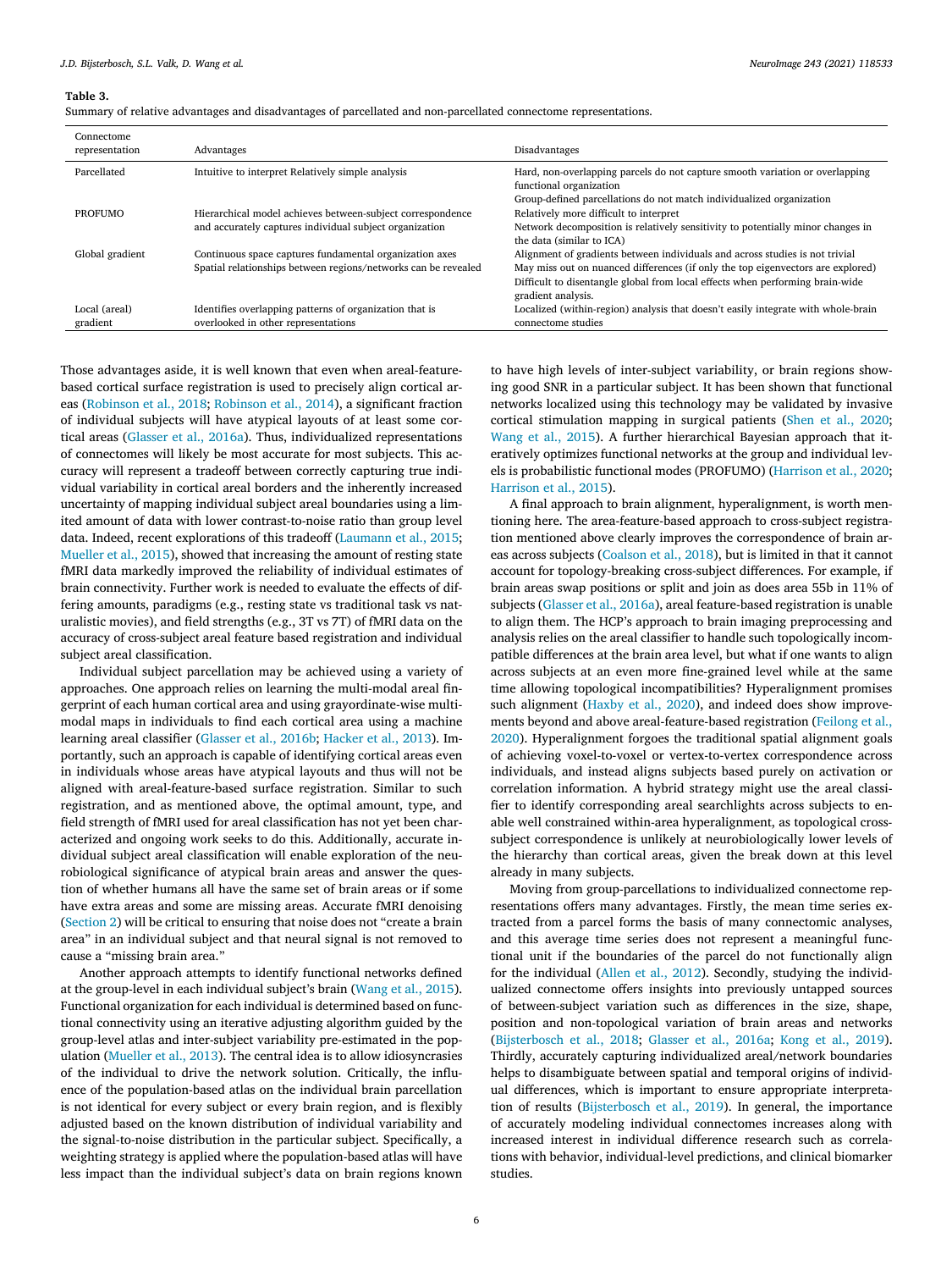**Table 3.**
Summary of relative advantages and disadvantages of parcellated and non-parcellated connectome representations.

| Connectome representation | Advantages | Disadvantages |
|---|---|---|
| Parcellated | Intuitive to interpret Relatively simple analysis | Hard, non-overlapping parcels do not capture smooth variation or overlapping functional organization<br>Group-defined parcellations do not match individualized organization |
| PROFUMO | Hierarchical model achieves between-subject correspondence and accurately captures individual subject organization | Relatively more difficult to interpret<br>Network decomposition is relatively sensitivity to potentially minor changes in the data (similar to ICA) |
| Global gradient | Continuous space captures fundamental organization axes<br>Spatial relationships between regions/networks can be revealed | Alignment of gradients between individuals and across studies is not trivial<br>May miss out on nuanced differences (if only the top eigenvectors are explored)<br>Difficult to disentangle global from local effects when performing brain-wide gradient analysis. |
| Local (areal) gradient | Identifies overlapping patterns of organization that is overlooked in other representations | Localized (within-region) analysis that doesn't easily integrate with whole-brain connectome studies |

Those advantages aside, it is well known that even when areal-feature-based cortical surface registration is used to precisely align cortical areas (Robinson et al., 2018; Robinson et al., 2014), a significant fraction of individual subjects will have atypical layouts of at least some cortical areas (Glasser et al., 2016a). Thus, individualized representations of connectomes will likely be most accurate for most subjects. This accuracy will represent a tradeoff between correctly capturing true individual variability in cortical areal borders and the inherently increased uncertainty of mapping individual subject areal boundaries using a limited amount of data with lower contrast-to-noise ratio than group level data. Indeed, recent explorations of this tradeoff (Laumann et al., 2015; Mueller et al., 2015), showed that increasing the amount of resting state fMRI data markedly improved the reliability of individual estimates of brain connectivity. Further work is needed to evaluate the effects of differing amounts, paradigms (e.g., resting state vs traditional task vs naturalistic movies), and field strengths (e.g., 3T vs 7T) of fMRI data on the accuracy of cross-subject areal feature based registration and individual subject areal classification.

Individual subject parcellation may be achieved using a variety of approaches. One approach relies on learning the multi-modal areal fingerprint of each human cortical area and using grayordinate-wise multi-modal maps in individuals to find each cortical area using a machine learning areal classifier (Glasser et al., 2016b; Hacker et al., 2013). Importantly, such an approach is capable of identifying cortical areas even in individuals whose areas have atypical layouts and thus will not be aligned with areal-feature-based surface registration. Similar to such registration, and as mentioned above, the optimal amount, type, and field strength of fMRI used for areal classification has not yet been characterized and ongoing work seeks to do this. Additionally, accurate individual subject areal classification will enable exploration of the neurobiological significance of atypical brain areas and answer the question of whether humans all have the same set of brain areas or if some have extra areas and some are missing areas. Accurate fMRI denoising (Section 2) will be critical to ensuring that noise does not "create a brain area" in an individual subject and that neural signal is not removed to cause a "missing brain area."

Another approach attempts to identify functional networks defined at the group-level in each individual subject's brain (Wang et al., 2015). Functional organization for each individual is determined based on functional connectivity using an iterative adjusting algorithm guided by the group-level atlas and inter-subject variability pre-estimated in the population (Mueller et al., 2013). The central idea is to allow idiosyncrasies of the individual to drive the network solution. Critically, the influence of the population-based atlas on the individual brain parcellation is not identical for every subject or every brain region, and is flexibly adjusted based on the known distribution of individual variability and the signal-to-noise distribution in the particular subject. Specifically, a weighting strategy is applied where the population-based atlas will have less impact than the individual subject's data on brain regions known to have high levels of inter-subject variability, or brain regions showing good SNR in a particular subject. It has been shown that functional networks localized using this technology may be validated by invasive cortical stimulation mapping in surgical patients (Shen et al., 2020; Wang et al., 2015). A further hierarchical Bayesian approach that iteratively optimizes functional networks at the group and individual levels is probabilistic functional modes (PROFUMO) (Harrison et al., 2020; Harrison et al., 2015).

A final approach to brain alignment, hyperalignment, is worth mentioning here. The area-feature-based approach to cross-subject registration mentioned above clearly improves the correspondence of brain areas across subjects (Coalson et al., 2018), but is limited in that it cannot account for topology-breaking cross-subject differences. For example, if brain areas swap positions or split and join as does area 55b in 11% of subjects (Glasser et al., 2016a), areal feature-based registration is unable to align them. The HCP's approach to brain imaging preprocessing and analysis relies on the areal classifier to handle such topologically incompatible differences at the brain area level, but what if one wants to align across subjects at an even more fine-grained level while at the same time allowing topological incompatibilities? Hyperalignment promises such alignment (Haxby et al., 2020), and indeed does show improvements beyond and above areal-feature-based registration (Feilong et al., 2020). Hyperalignment forgoes the traditional spatial alignment goals of achieving voxel-to-voxel or vertex-to-vertex correspondence across individuals, and instead aligns subjects based purely on activation or correlation information. A hybrid strategy might use the areal classifier to identify corresponding areal searchlights across subjects to enable well constrained within-area hyperalignment, as topological cross-subject correspondence is unlikely at neurobiologically lower levels of the hierarchy than cortical areas, given the break down at this level already in many subjects.

Moving from group-parcellations to individualized connectome representations offers many advantages. Firstly, the mean time series extracted from a parcel forms the basis of many connectomic analyses, and this average time series does not represent a meaningful functional unit if the boundaries of the parcel do not functionally align for the individual (Allen et al., 2012). Secondly, studying the individualized connectome offers insights into previously untapped sources of between-subject variation such as differences in the size, shape, position and non-topological variation of brain areas and networks (Bijsterbosch et al., 2018; Glasser et al., 2016a; Kong et al., 2019). Thirdly, accurately capturing individualized areal/network boundaries helps to disambiguate between spatial and temporal origins of individual differences, which is important to ensure appropriate interpretation of results (Bijsterbosch et al., 2019). In general, the importance of accurately modeling individual connectomes increases along with increased interest in individual difference research such as correlations with behavior, individual-level predictions, and clinical biomarker studies.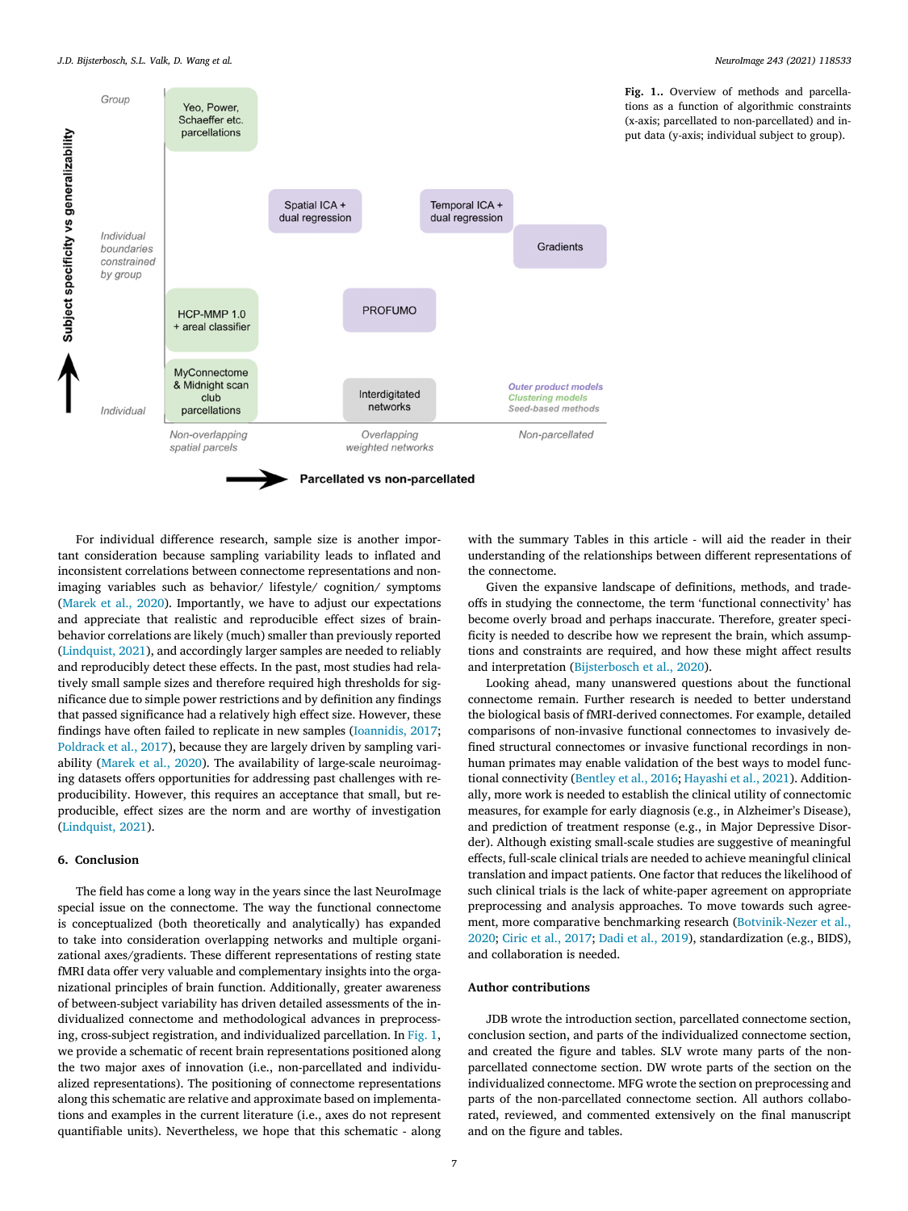**Fig. 1.**. Overview of methods and parcellations as a function of algorithmic constraints (x-axis; parcellated to non-parcellated) and input data (y-axis; individual subject to group).

For individual difference research, sample size is another important consideration because sampling variability leads to inflated and inconsistent correlations between connectome representations and non-imaging variables such as behavior/ lifestyle/ cognition/ symptoms (Marek et al., 2020). Importantly, we have to adjust our expectations and appreciate that realistic and reproducible effect sizes of brain-behavior correlations are likely (much) smaller than previously reported (Lindquist, 2021), and accordingly larger samples are needed to reliably and reproducibly detect these effects. In the past, most studies had relatively small sample sizes and therefore required high thresholds for significance due to simple power restrictions and by definition any findings that passed significance had a relatively high effect size. However, these findings have often failed to replicate in new samples (Ioannidis, 2017; Poldrack et al., 2017), because they are largely driven by sampling variability (Marek et al., 2020). The availability of large-scale neuroimaging datasets offers opportunities for addressing past challenges with reproducibility. However, this requires an acceptance that small, but reproducible, effect sizes are the norm and are worthy of investigation (Lindquist, 2021).

## 6. Conclusion

The field has come a long way in the years since the last NeuroImage special issue on the connectome. The way the functional connectome is conceptualized (both theoretically and analytically) has expanded to take into consideration overlapping networks and multiple organizational axes/gradients. These different representations of resting state fMRI data offer very valuable and complementary insights into the organizational principles of brain function. Additionally, greater awareness of between-subject variability has driven detailed assessments of the individualized connectome and methodological advances in preprocessing, cross-subject registration, and individualized parcellation. In Fig. 1, we provide a schematic of recent brain representations positioned along the two major axes of innovation (i.e., non-parcellated and individualized representations). The positioning of connectome representations along this schematic are relative and approximate based on implementations and examples in the current literature (i.e., axes do not represent quantifiable units). Nevertheless, we hope that this schematic - along with the summary Tables in this article - will aid the reader in their understanding of the relationships between different representations of the connectome.

Given the expansive landscape of definitions, methods, and trade-offs in studying the connectome, the term 'functional connectivity' has become overly broad and perhaps inaccurate. Therefore, greater specificity is needed to describe how we represent the brain, which assumptions and constraints are required, and how these might affect results and interpretation (Bijsterbosch et al., 2020).

Looking ahead, many unanswered questions about the functional connectome remain. Further research is needed to better understand the biological basis of fMRI-derived connectomes. For example, detailed comparisons of non-invasive functional connectomes to invasively defined structural connectomes or invasive functional recordings in non-human primates may enable validation of the best ways to model functional connectivity (Bentley et al., 2016; Hayashi et al., 2021). Additionally, more work is needed to establish the clinical utility of connectomic measures, for example for early diagnosis (e.g., in Alzheimer's Disease), and prediction of treatment response (e.g., in Major Depressive Disorder). Although existing small-scale studies are suggestive of meaningful effects, full-scale clinical trials are needed to achieve meaningful clinical translation and impact patients. One factor that reduces the likelihood of such clinical trials is the lack of white-paper agreement on appropriate preprocessing and analysis approaches. To move towards such agreement, more comparative benchmarking research (Botvinik-Nezer et al., 2020; Ciric et al., 2017; Dadi et al., 2019), standardization (e.g., BIDS), and collaboration is needed.

## Author contributions

JDB wrote the introduction section, parcellated connectome section, conclusion section, and parts of the individualized connectome section, and created the figure and tables. SLV wrote many parts of the non-parcellated connectome section. DW wrote parts of the section on the individualized connectome. MFG wrote the section on preprocessing and parts of the non-parcellated connectome section. All authors collaborated, reviewed, and commented extensively on the final manuscript and on the figure and tables.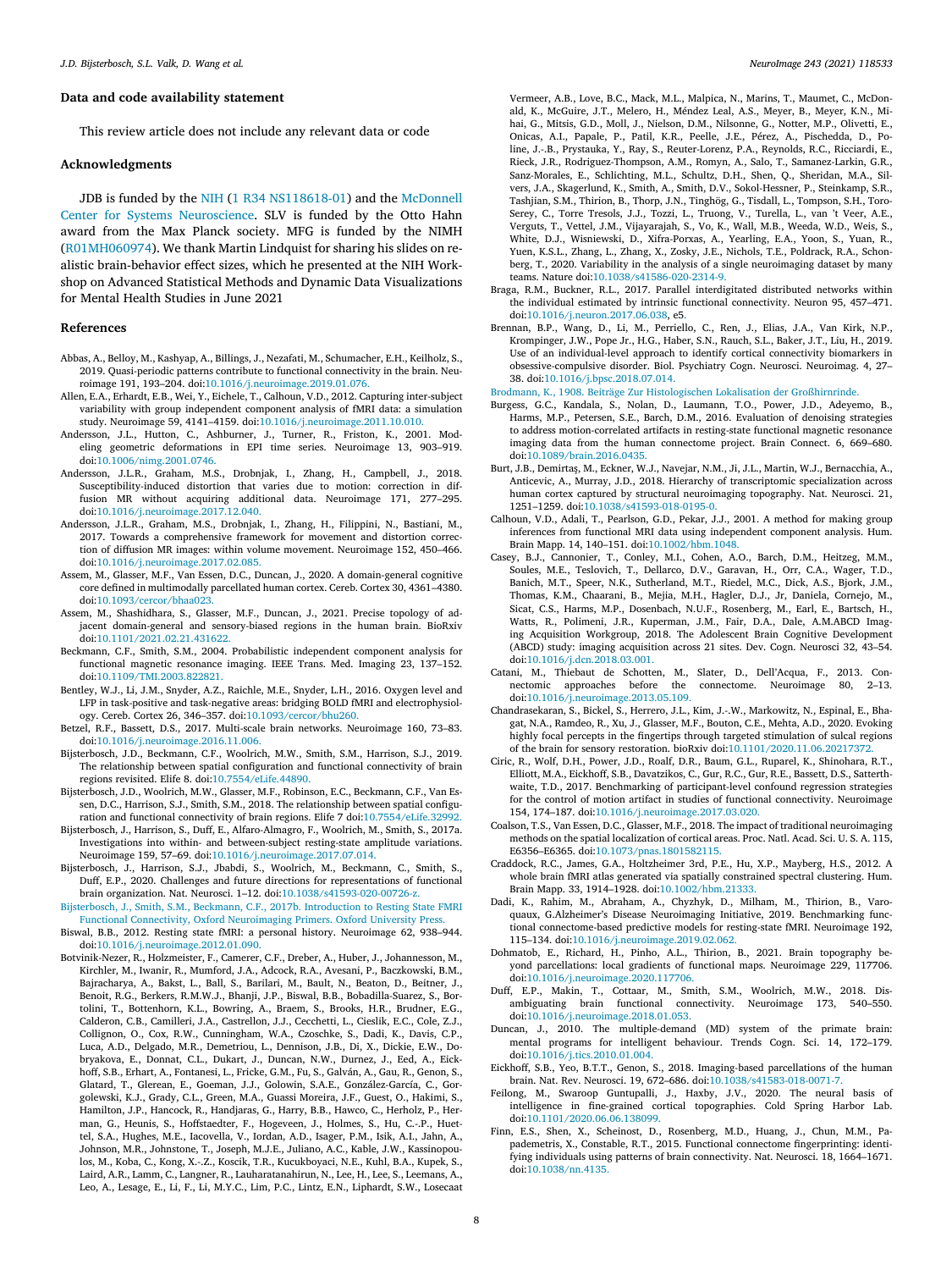## Data and code availability statement

This review article does not include any relevant data or code

## Acknowledgments

JDB is funded by the NIH (1 R34 NS118618-01) and the McDonnell Center for Systems Neuroscience. SLV is funded by the Otto Hahn award from the Max Planck society. MFG is funded by the NIMH (R01MH060974). We thank Martin Lindquist for sharing his slides on realistic brain-behavior effect sizes, which he presented at the NIH Workshop on Advanced Statistical Methods and Dynamic Data Visualizations for Mental Health Studies in June 2021

## References

Abbas, A., Belloy, M., Kashyap, A., Billings, J., Nezafati, M., Schumacher, E.H., Keilholz, S., 2019. Quasi-periodic patterns contribute to functional connectivity in the brain. Neuroimage 191, 193–204. doi:10.1016/j.neuroimage.2019.01.076.

Allen, E.A., Erhardt, E.B., Wei, Y., Eichele, T., Calhoun, V.D., 2012. Capturing inter-subject variability with group independent component analysis of fMRI data: a simulation study. Neuroimage 59, 4141–4159. doi:10.1016/j.neuroimage.2011.10.010.

Andersson, J.L., Hutton, C., Ashburner, J., Turner, R., Friston, K., 2001. Modeling geometric deformations in EPI time series. Neuroimage 13, 903–919. doi:10.1006/nimg.2001.0746.

Andersson, J.L.R., Graham, M.S., Drobnjak, I., Zhang, H., Campbell, J., 2018. Susceptibility-induced distortion that varies due to motion: correction in diffusion MR without acquiring additional data. Neuroimage 171, 277–295. doi:10.1016/j.neuroimage.2017.12.040.

Andersson, J.L.R., Graham, M.S., Drobnjak, I., Zhang, H., Filippini, N., Bastiani, M., 2017. Towards a comprehensive framework for movement and distortion correction of diffusion MR images: within volume movement. Neuroimage 152, 450–466. doi:10.1016/j.neuroimage.2017.02.085.

Assem, M., Glasser, M.F., Van Essen, D.C., Duncan, J., 2020. A domain-general cognitive core defined in multimodally parcellated human cortex. Cereb. Cortex 30, 4361–4380. doi:10.1093/cercor/bhaa023.

Assem, M., Shashidhara, S., Glasser, M.F., Duncan, J., 2021. Precise topology of adjacent domain-general and sensory-biased regions in the human brain. BioRxiv doi:10.1101/2021.02.21.431622.

Beckmann, C.F., Smith, S.M., 2004. Probabilistic independent component analysis for functional magnetic resonance imaging. IEEE Trans. Med. Imaging 23, 137–152. doi:10.1109/TMI.2003.822821.

Bentley, W.J., Li, J.M., Snyder, A.Z., Raichle, M.E., Snyder, L.H., 2016. Oxygen level and LFP in task-positive and task-negative areas: bridging BOLD fMRI and electrophysiology. Cereb. Cortex 26, 346–357. doi:10.1093/cercor/bhu260.

Betzel, R.F., Bassett, D.S., 2017. Multi-scale brain networks. Neuroimage 160, 73–83. doi:10.1016/j.neuroimage.2016.11.006.

Bijsterbosch, J.D., Beckmann, C.F., Woolrich, M.W., Smith, S.M., Harrison, S.J., 2019. The relationship between spatial configuration and functional connectivity of brain regions revisited. Elife 8. doi:10.7554/eLife.44890.

Bijsterbosch, J.D., Woolrich, M.W., Glasser, M.F., Robinson, E.C., Beckmann, C.F., Van Essen, D.C., Harrison, S.J., Smith, S.M., 2018. The relationship between spatial configuration and functional connectivity of brain regions. Elife 7 doi:10.7554/eLife.32992.

Bijsterbosch, J., Harrison, S., Duff, E., Alfaro-Almagro, F., Woolrich, M., Smith, S., 2017a. Investigations into within- and between-subject resting-state amplitude variations. Neuroimage 159, 57–69. doi:10.1016/j.neuroimage.2017.07.014.

Bijsterbosch, J., Harrison, S.J., Jbabdi, S., Woolrich, M., Beckmann, C., Smith, S., Duff, E.P., 2020. Challenges and future directions for representations of functional brain organization. Nat. Neurosci. 1–12. doi:10.1038/s41593-020-00726-z.

Bijsterbosch, J., Smith, S.M., Beckmann, C.F., 2017b. Introduction to Resting State FMRI Functional Connectivity, Oxford Neuroimaging Primers. Oxford University Press.

Biswal, B.B., 2012. Resting state fMRI: a personal history. Neuroimage 62, 938–944. doi:10.1016/j.neuroimage.2012.01.090.

Botvinik-Nezer, R., Holzmeister, F., Camerer, C.F., Dreber, A., Huber, J., Johannesson, M., Kirchler, M., Iwanir, R., Mumford, J.A., Adcock, R.A., Avesani, P., Baczkowski, B.M., Bajracharya, A., Bakst, L., Ball, S., Barilari, M., Bault, N., Beaton, D., Beitner, J., Benoit, R.G., Berkers, R.M.W.J., Bhanji, J.P., Biswal, B.B., Bobadilla-Suarez, S., Bortolini, T., Bottenhorn, K.L., Bowring, A., Braem, S., Brooks, H.R., Brudner, E.G., Calderon, C.B., Camilleri, J.A., Castrellon, J.J., Cecchetti, L., Cieslik, E.C., Cole, Z.J., Collignon, O., Cox, R.W., Cunningham, W.A., Czoschke, S., Dadi, K., Davis, C.P., Luca, A.D., Delgado, M.R., Demetriou, L., Dennison, J.B., Di, X., Dickie, E.W., Dobryakova, E., Donnat, C.L., Dukart, J., Duncan, N.W., Durnez, J., Eed, A., Eickhoff, S.B., Erhart, A., Fontanesi, L., Fricke, G.M., Fu, S., Galván, A., Gau, R., Genon, S., Glatard, T., Glerean, E., Goeman, J.J., Golowin, S.A.E., González-García, C., Gorgolewski, K.J., Grady, C.L., Green, M.A., Guassi Moreira, J.F., Guest, O., Hakimi, S., Hamilton, J.P., Hancock, R., Handjaras, G., Harry, B.B., Hawco, C., Herholz, P., Herman, G., Heunis, S., Hoffstaedter, F., Hogeveen, J., Holmes, S., Hu, C.-P., Huettel, S.A., Hughes, M.E., Iacovella, V., Iordan, A.D., Isager, P.M., Isik, A.I., Jahn, A., Johnson, M.R., Johnstone, T., Joseph, M.J.E., Juliano, A.C., Kable, J.W., Kassinopoulos, M., Koba, C., Kong, X.-Z., Koscik, T.R., Kucukboyaci, N.E., Kuhl, B.A., Kupek, S., Laird, A.R., Lamm, C., Langner, R., Lauharatanahirun, N., Lee, H., Lee, S., Leemans, A., Leo, A., Lesage, E., Li, F., Li, M.Y.C., Lim, P.C., Lintz, E.N., Liphardt, S.W., Losecaat Vermeer, A.B., Love, B.C., Mack, M.L., Malpica, N., Marins, T., Maumet, C., McDonald, K., McGuire, J.T., Melero, H., Méndez Leal, A.S., Meyer, B., Meyer, K.N., Mihai, G., Mitsis, G.D., Moll, J., Nielson, D.M., Nilsonne, G., Notter, M.P., Olivetti, E., Onicas, A.I., Papale, P., Patil, K.R., Peelle, J.E., Pérez, A., Pischedda, D., Poline, J.-.B., Prystauka, Y., Ray, S., Reuter-Lorenz, P.A., Reynolds, R.C., Ricciardi, E., Rieck, J.R., Rodriguez-Thompson, A.M., Romyn, A., Salo, T., Samanez-Larkin, G.R., Sanz-Morales, E., Schlichting, M.L., Schultz, D.H., Shen, Q., Sheridan, M.A., Silvers, J.A., Skagerlund, K., Smith, A., Smith, D.V., Sokol-Hessner, P., Steinkamp, S.R., Tashjian, S.M., Thirion, B., Thorp, J.N., Tinghög, G., Tisdall, L., Tompson, S.H., Toro-Serey, C., Torre Tresols, J.J., Tozzi, L., Truong, V., Turella, L., van 't Veer, A.E., Verguts, T., Vettel, J.M., Vijayarajah, S., Vo, K., Wall, M.B., Weeda, W.D., Weis, S., White, D.J., Wisniewski, D., Xifra-Porxas, A., Yearling, E.A., Yoon, S., Yuan, R., Yuen, K.S.L., Zhang, L., Zhang, X., Zosky, J.E., Nichols, T.E., Poldrack, R.A., Schonberg, T., 2020. Variability in the analysis of a single neuroimaging dataset by many teams. Nature doi:10.1038/s41586-020-2314-9.

Braga, R.M., Buckner, R.L., 2017. Parallel interdigitated distributed networks within the individual estimated by intrinsic functional connectivity. Neuron 95, 457–471. doi:10.1016/j.neuron.2017.06.038, e5.

Brennan, B.P., Wang, D., Li, M., Perriello, C., Ren, J., Elias, J.A., Van Kirk, N.P., Krompinger, J.W., Pope Jr., H.G., Haber, S.N., Rauch, S.L., Baker, J.T., Liu, H., 2019. Use of an individual-level approach to identify cortical connectivity biomarkers in obsessive-compulsive disorder. Biol. Psychiatry Cogn. Neurosci. Neuroimag. 4, 27–38. doi:10.1016/j.bpsc.2018.07.014.

Brodmann, K., 1908. Beiträge Zur Histologischen Lokalisation der Großhirnrinde.

Burgess, G.C., Kandala, S., Nolan, D., Laumann, T.O., Power, J.D., Adeyemo, B., Harms, M.P., Petersen, S.E., Barch, D.M., 2016. Evaluation of denoising strategies to address motion-correlated artifacts in resting-state functional magnetic resonance imaging data from the human connectome project. Brain Connect. 6, 669–680. doi:10.1089/brain.2016.0435.

Burt, J.B., Demirtaş, M., Eckner, W.J., Navejar, N.M., Ji, J.L., Martin, W.J., Bernacchia, A., Anticevic, A., Murray, J.D., 2018. Hierarchy of transcriptomic specialization across human cortex captured by structural neuroimaging topography. Nat. Neurosci. 21, 1251–1259. doi:10.1038/s41593-018-0195-0.

Calhoun, V.D., Adali, T., Pearlson, G.D., Pekar, J.J., 2001. A method for making group inferences from functional MRI data using independent component analysis. Hum. Brain Mapp. 14, 140–151. doi:10.1002/hbm.1048.

Casey, B.J., Cannonier, T., Conley, M.I., Cohen, A.O., Barch, D.M., Heitzeg, M.M., Soules, M.E., Teslovich, T., Dellarco, D.V., Garavan, H., Orr, C.A., Wager, T.D., Banich, M.T., Speer, N.K., Sutherland, M.T., Riedel, M.C., Dick, A.S., Bjork, J.M., Thomas, K.M., Chaarani, B., Mejia, M.H., Hagler, D.J., Jr, Daniela, Cornejo, M., Sicat, C.S., Harms, M.P., Dosenbach, N.U.F., Rosenberg, M., Earl, E., Bartsch, H., Watts, R., Polimeni, J.R., Kuperman, J.M., Fair, D.A., Dale, A.M.ABCD Imaging Acquisition Workgroup, 2018. The Adolescent Brain Cognitive Development (ABCD) study: imaging acquisition across 21 sites. Dev. Cogn. Neurosci 32, 43–54. doi:10.1016/j.dcn.2018.03.001.

Catani, M., Thiebaut de Schotten, M., Slater, D., Dell'Acqua, F., 2013. Connectomic approaches before the connectome. Neuroimage 80, 2–13. doi:10.1016/j.neuroimage.2013.05.109.

Chandrasekaran, S., Bickel, S., Herrero, J.L., Kim, J.-.W., Markowitz, N., Espinal, E., Bhagat, N.A., Ramdeo, R., Xu, J., Glasser, M.F., Bouton, C.E., Mehta, A.D., 2020. Evoking highly focal percepts in the fingertips through targeted stimulation of sulcal regions of the brain for sensory restoration. bioRxiv doi:10.1101/2020.11.06.20217372.

Ciric, R., Wolf, D.H., Power, J.D., Roalf, D.R., Baum, G.L., Ruparel, K., Shinohara, R.T., Elliott, M.A., Eickhoff, S.B., Davatzikos, C., Gur, R.C., Gur, R.E., Bassett, D.S., Satterthwaite, T.D., 2017. Benchmarking of participant-level confound regression strategies for the control of motion artifact in studies of functional connectivity. Neuroimage 154, 174–187. doi:10.1016/j.neuroimage.2017.03.020.

Coalson, T.S., Van Essen, D.C., Glasser, M.F., 2018. The impact of traditional neuroimaging methods on the spatial localization of cortical areas. Proc. Natl. Acad. Sci. U. S. A. 115, E6356–E6365. doi:10.1073/pnas.1801582115.

Craddock, R.C., James, G.A., Holtzheimer 3rd, P.E., Hu, X.P., Mayberg, H.S., 2012. A whole brain fMRI atlas generated via spatially constrained spectral clustering. Hum. Brain Mapp. 33, 1914–1928. doi:10.1002/hbm.21333.

Dadi, K., Rahim, M., Abraham, A., Chyzhyk, D., Milham, M., Thirion, B., Varoquaux, G.Alzheimer's Disease Neuroimaging Initiative, 2019. Benchmarking functional connectome-based predictive models for resting-state fMRI. Neuroimage 192, 115–134. doi:10.1016/j.neuroimage.2019.02.062.

Dohmatob, E., Richard, H., Pinho, A.L., Thirion, B., 2021. Brain topography beyond parcellations: local gradients of functional maps. Neuroimage 229, 117706. doi:10.1016/j.neuroimage.2020.117706.

Duff, E.P., Makin, T., Cottaar, M., Smith, S.M., Woolrich, M.W., 2018. Disambiguating brain functional connectivity. Neuroimage 173, 540–550. doi:10.1016/j.neuroimage.2018.01.053.

Duncan, J., 2010. The multiple-demand (MD) system of the primate brain: mental programs for intelligent behaviour. Trends Cogn. Sci. 14, 172–179. doi:10.1016/j.tics.2010.01.004.

Eickhoff, S.B., Yeo, B.T.T., Genon, S., 2018. Imaging-based parcellations of the human brain. Nat. Rev. Neurosci. 19, 672–686. doi:10.1038/s41583-018-0071-7.

Feilong, M., Swaroop Guntupalli, J., Haxby, J.V., 2020. The neural basis of intelligence in fine-grained cortical topographies. Cold Spring Harbor Lab. doi:10.1101/2020.06.06.138099.

Finn, E.S., Shen, X., Scheinost, D., Rosenberg, M.D., Huang, J., Chun, M.M., Papademetris, X., Constable, R.T., 2015. Functional connectome fingerprinting: identifying individuals using patterns of brain connectivity. Nat. Neurosci. 18, 1664–1671. doi:10.1038/nn.4135.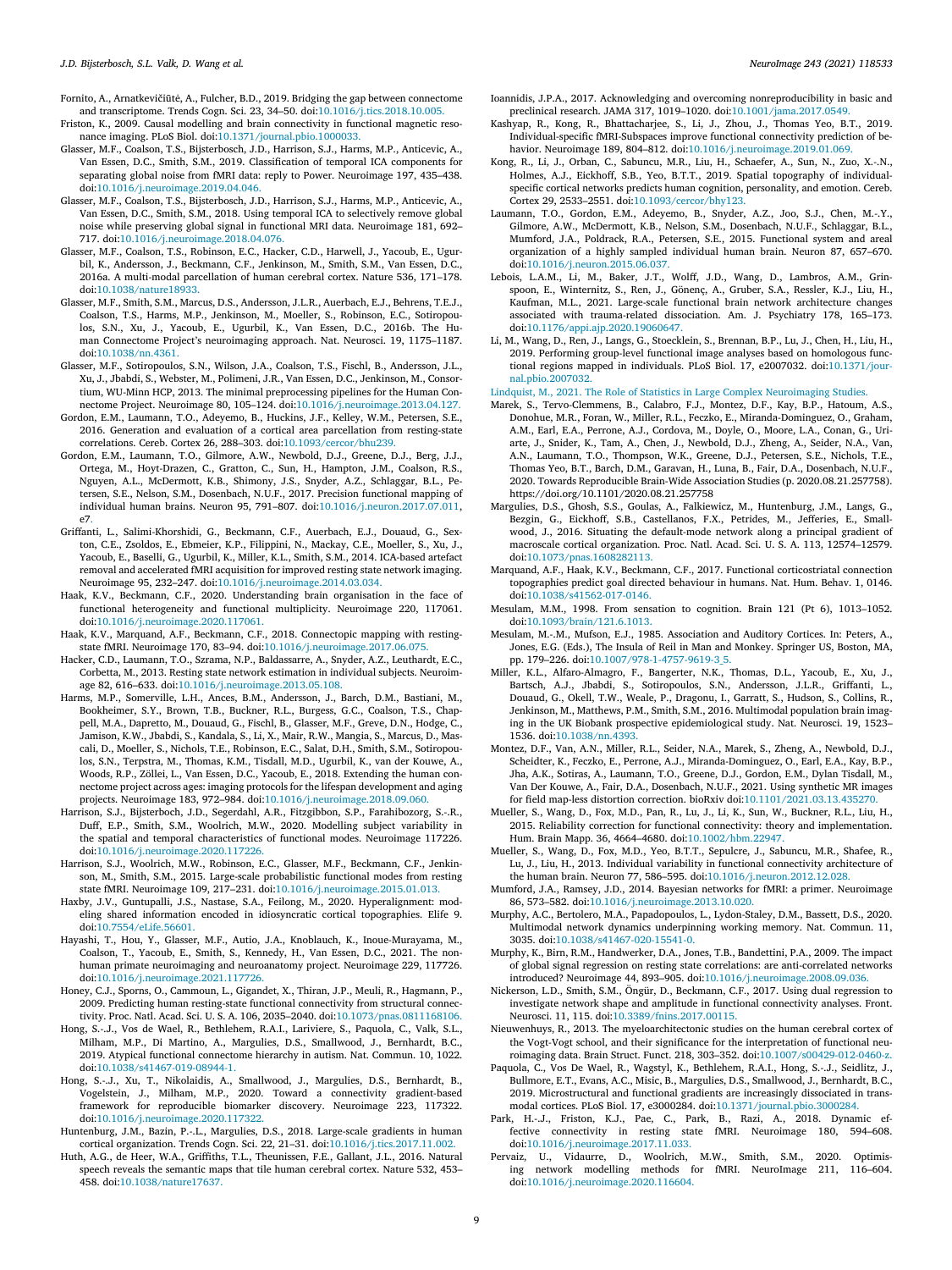Fornito, A., Arnatkevičiūtė, A., Fulcher, B.D., 2019. Bridging the gap between connectome and transcriptome. Trends Cogn. Sci. 23, 34–50. doi:10.1016/j.tics.2018.10.005.

Friston, K., 2009. Causal modelling and brain connectivity in functional magnetic resonance imaging. PLoS Biol. doi:10.1371/journal.pbio.1000033.

Glasser, M.F., Coalson, T.S., Bijsterbosch, J.D., Harrison, S.J., Harms, M.P., Anticevic, A., Van Essen, D.C., Smith, S.M., 2019. Classification of temporal ICA components for separating global noise from fMRI data: reply to Power. Neuroimage 197, 435–438. doi:10.1016/j.neuroimage.2019.04.046.

Glasser, M.F., Coalson, T.S., Bijsterbosch, J.D., Harrison, S.J., Harms, M.P., Anticevic, A., Van Essen, D.C., Smith, S.M., 2018. Using temporal ICA to selectively remove global noise while preserving global signal in functional MRI data. Neuroimage 181, 692–717. doi:10.1016/j.neuroimage.2018.04.076.

Glasser, M.F., Coalson, T.S., Robinson, E.C., Hacker, C.D., Harwell, J., Yacoub, E., Ugurbil, K., Andersson, J., Beckmann, C.F., Jenkinson, M., Smith, S.M., Van Essen, D.C., 2016a. A multi-modal parcellation of human cerebral cortex. Nature 536, 171–178. doi:10.1038/nature18933.

Glasser, M.F., Smith, S.M., Marcus, D.S., Andersson, J.L.R., Auerbach, E.J., Behrens, T.E.J., Coalson, T.S., Harms, M.P., Jenkinson, M., Moeller, S., Robinson, E.C., Sotiropoulos, S.N., Xu, J., Yacoub, E., Ugurbil, K., Van Essen, D.C., 2016b. The Human Connectome Project's neuroimaging approach. Nat. Neurosci. 19, 1175–1187. doi:10.1038/nn.4361.

Glasser, M.F., Sotiropoulos, S.N., Wilson, J.A., Coalson, T.S., Fischl, B., Andersson, J.L., Xu, J., Jbabdi, S., Webster, M., Polimeni, J.R., Van Essen, D.C., Jenkinson, M., Consortium, WU-Minn HCP, 2013. The minimal preprocessing pipelines for the Human Connectome Project. Neuroimage 80, 105–124. doi:10.1016/j.neuroimage.2013.04.127.

Gordon, E.M., Laumann, T.O., Adeyemo, B., Huckins, J.F., Kelley, W.M., Petersen, S.E., 2016. Generation and evaluation of a cortical area parcellation from resting-state correlations. Cereb. Cortex 26, 288–303. doi:10.1093/cercor/bhu239.

Gordon, E.M., Laumann, T.O., Gilmore, A.W., Newbold, D.J., Greene, D.J., Berg, J.J., Ortega, M., Hoyt-Drazen, C., Gratton, C., Sun, H., Hampton, J.M., Coalson, R.S., Nguyen, A.L., McDermott, K.B., Shimony, J.S., Snyder, A.Z., Schlaggar, B.L., Petersen, S.E., Nelson, S.M., Dosenbach, N.U.F., 2017. Precision functional mapping of individual human brains. Neuron 95, 791–807. doi:10.1016/j.neuron.2017.07.011, e7.

Griffanti, L., Salimi-Khorshidi, G., Beckmann, C.F., Auerbach, E.J., Douaud, G., Sexton, C.E., Zsoldos, E., Ebmeier, K.P., Filippini, N., Mackay, C.E., Moeller, S., Xu, J., Yacoub, E., Baselli, G., Ugurbil, K., Miller, K.L., Smith, S.M., 2014. ICA-based artefact removal and accelerated fMRI acquisition for improved resting state network imaging. Neuroimage 95, 232–247. doi:10.1016/j.neuroimage.2014.03.034.

Haak, K.V., Beckmann, C.F., 2020. Understanding brain organisation in the face of functional heterogeneity and functional multiplicity. Neuroimage 220, 117061. doi:10.1016/j.neuroimage.2020.117061.

Haak, K.V., Marquand, A.F., Beckmann, C.F., 2018. Connectopic mapping with resting-state fMRI. Neuroimage 170, 83–94. doi:10.1016/j.neuroimage.2017.06.075.

Hacker, C.D., Laumann, T.O., Szrama, N.P., Baldassarre, A., Snyder, A.Z., Leuthardt, E.C., Corbetta, M., 2013. Resting state network estimation in individual subjects. Neuroimage 82, 616–633. doi:10.1016/j.neuroimage.2013.05.108.

Harms, M.P., Somerville, L.H., Ances, B.M., Andersson, J., Barch, D.M., Bastiani, M., Bookheimer, S.Y., Brown, T.B., Buckner, R.L., Burgess, G.C., Coalson, T.S., Chappell, M.A., Dapretto, M., Douaud, G., Fischl, B., Glasser, M.F., Greve, D.N., Hodge, C., Jamison, K.W., Jbabdi, S., Kandala, S., Li, X., Mair, R.W., Mangia, S., Marcus, D., Mascali, D., Moeller, S., Nichols, T.E., Robinson, E.C., Salat, D.H., Smith, S.M., Sotiropoulos, S.N., Terpstra, M., Thomas, K.M., Tisdall, M.D., Ugurbil, K., van der Kouwe, A., Woods, R.P., Zöllei, L., Van Essen, D.C., Yacoub, E., 2018. Extending the human connectome project across ages: imaging protocols for the lifespan development and aging projects. Neuroimage 183, 972–984. doi:10.1016/j.neuroimage.2018.09.060.

Harrison, S.J., Bijsterboch, J.D., Segerdahl, A.R., Fitzgibbon, S.P., Farahibozorg, S.-R., Duff, E.P., Smith, S.M., Woolrich, M.W., 2020. Modelling subject variability in the spatial and temporal characteristics of functional modes. Neuroimage 117226. doi:10.1016/j.neuroimage.2020.117226.

Harrison, S.J., Woolrich, M.W., Robinson, E.C., Glasser, M.F., Beckmann, C.F., Jenkinson, M., Smith, S.M., 2015. Large-scale probabilistic functional modes from resting state fMRI. Neuroimage 109, 217–231. doi:10.1016/j.neuroimage.2015.01.013.

Haxby, J.V., Guntupalli, J.S., Nastase, S.A., Feilong, M., 2020. Hyperalignment: modeling shared information encoded in idiosyncratic cortical topographies. Elife 9. doi:10.7554/eLife.56601.

Hayashi, T., Hou, Y., Glasser, M.F., Autio, J.A., Knoblauch, K., Inoue-Murayama, M., Coalson, T., Yacoub, E., Smith, S., Kennedy, H., Van Essen, D.C., 2021. The non-human primate neuroimaging and neuroanatomy project. Neuroimage 229, 117726. doi:10.1016/j.neuroimage.2021.117726.

Honey, C.J., Sporns, O., Cammoun, L., Gigandet, X., Thiran, J.P., Meuli, R., Hagmann, P., 2009. Predicting human resting-state functional connectivity from structural connectivity. Proc. Natl. Acad. Sci. U. S. A. 106, 2035–2040. doi:10.1073/pnas.0811168106.

Hong, S.-J., Vos de Wael, R., Bethlehem, R.A.I., Lariviere, S., Paquola, C., Valk, S.L., Milham, M.P., Di Martino, A., Margulies, D.S., Smallwood, J., Bernhardt, B.C., 2019. Atypical functional connectome hierarchy in autism. Nat. Commun. 10, 1022. doi:10.1038/s41467-019-08944-1.

Hong, S.-J., Xu, T., Nikolaidis, A., Smallwood, J., Margulies, D.S., Bernhardt, B., Vogelstein, J., Milham, M.P., 2020. Toward a connectivity gradient-based framework for reproducible biomarker discovery. Neuroimage 223, 117322. doi:10.1016/j.neuroimage.2020.117322.

Huntenburg, J.M., Bazin, P.-L., Margulies, D.S., 2018. Large-scale gradients in human cortical organization. Trends Cogn. Sci. 22, 21–31. doi:10.1016/j.tics.2017.11.002.

Huth, A.G., de Heer, W.A., Griffiths, T.L., Theunissen, F.E., Gallant, J.L., 2016. Natural speech reveals the semantic maps that tile human cerebral cortex. Nature 532, 453–458. doi:10.1038/nature17637.

Ioannidis, J.P.A., 2017. Acknowledging and overcoming nonreproducibility in basic and preclinical research. JAMA 317, 1019–1020. doi:10.1001/jama.2017.0549.

Kashyap, R., Kong, R., Bhattacharjee, S., Li, J., Zhou, J., Thomas Yeo, B.T., 2019. Individual-specific fMRI-Subspaces improve functional connectivity prediction of behavior. Neuroimage 189, 804–812. doi:10.1016/j.neuroimage.2019.01.069.

Kong, R., Li, J., Orban, C., Sabuncu, M.R., Liu, H., Schaefer, A., Sun, N., Zuo, X.-N., Holmes, A.J., Eickhoff, S.B., Yeo, B.T.T., 2019. Spatial topography of individual-specific cortical networks predicts human cognition, personality, and emotion. Cereb. Cortex 29, 2533–2551. doi:10.1093/cercor/bhy123.

Laumann, T.O., Gordon, E.M., Adeyemo, B., Snyder, A.Z., Joo, S.J., Chen, M.-Y., Gilmore, A.W., McDermott, K.B., Nelson, S.M., Dosenbach, N.U.F., Schlaggar, B.L., Mumford, J.A., Poldrack, R.A., Petersen, S.E., 2015. Functional system and areal organization of a highly sampled individual human brain. Neuron 87, 657–670. doi:10.1016/j.neuron.2015.06.037.

Lebois, L.A.M., Li, M., Baker, J.T., Wolff, J.D., Wang, D., Lambros, A.M., Grinspoon, E., Winternitz, S., Ren, J., Gönenç, A., Gruber, S.A., Ressler, K.J., Liu, H., Kaufman, M.L., 2021. Large-scale functional brain network architecture changes associated with trauma-related dissociation. Am. J. Psychiatry 178, 165–173. doi:10.1176/appi.ajp.2020.19060647.

Li, M., Wang, D., Ren, J., Langs, G., Stoecklein, S., Brennan, B.P., Lu, J., Chen, H., Liu, H., 2019. Performing group-level functional image analyses based on homologous functional regions mapped in individuals. PLoS Biol. 17, e2007032. doi:10.1371/journal.pbio.2007032.

Lindquist, M., 2021. The Role of Statistics in Large Complex Neuroimaging Studies.

Marek, S., Tervo-Clemmens, B., Calabro, F.J., Montez, D.F., Kay, B.P., Hatoum, A.S., Donohue, M.R., Foran, W., Miller, R.L., Feczko, E., Miranda-Dominguez, O., Graham, A.M., Earl, E.A., Perrone, A.J., Cordova, M., Doyle, O., Moore, L.A., Conan, G., Uriarte, J., Snider, K., Tam, A., Chen, J., Newbold, D.J., Zheng, A., Seider, N.A., Van, A.N., Laumann, T.O., Thompson, W.K., Greene, D.J., Petersen, S.E., Nichols, T.E., Thomas Yeo, B.T., Barch, D.M., Garavan, H., Luna, B., Fair, D.A., Dosenbach, N.U.F., 2020. Towards Reproducible Brain-Wide Association Studies (p. 2020.08.21.257758). https://doi.org/10.1101/2020.08.21.257758

Margulies, D.S., Ghosh, S.S., Goulas, A., Falkiewicz, M., Huntenburg, J.M., Langs, G., Bezgin, G., Eickhoff, S.B., Castellanos, F.X., Petrides, M., Jefferies, E., Smallwood, J., 2016. Situating the default-mode network along a principal gradient of macroscale cortical organization. Proc. Natl. Acad. Sci. U. S. A. 113, 12574–12579. doi:10.1073/pnas.1608282113.

Marquand, A.F., Haak, K.V., Beckmann, C.F., 2017. Functional corticostriatal connection topographies predict goal directed behaviour in humans. Nat. Hum. Behav. 1, 0146. doi:10.1038/s41562-017-0146.

Mesulam, M.M., 1998. From sensation to cognition. Brain 121 (Pt 6), 1013–1052. doi:10.1093/brain/121.6.1013.

Mesulam, M.-M., Mufson, E.J., 1985. Insula of Reil in Man and Monkey. In: Peters, A., Jones, E.G. (Eds.), The Insula of Reil in Man and Monkey. Springer US, Boston, MA, pp. 179–226. doi:10.1007/978-1-4757-9619-3_5.

Miller, K.L., Alfaro-Almagro, F., Bangerter, N.K., Thomas, D.L., Yacoub, E., Xu, J., Bartsch, A.J., Jbabdi, S., Sotiropoulos, S.N., Andersson, J.L.R., Griffanti, L., Douaud, G., Okell, T.W., Weale, P., Dragonu, I., Garratt, S., Hudson, S., Collins, R., Jenkinson, M., Matthews, P.M., Smith, S.M., 2016. Multimodal population brain imaging in the UK Biobank prospective epidemiological study. Nat. Neurosci. 19, 1523–1536. doi:10.1038/nn.4393.

Montez, D.F., Van, A.N., Miller, R.L., Seider, N.A., Marek, S., Zheng, A., Newbold, D.J., Scheidter, K., Feczko, E., Perrone, A.J., Miranda-Dominguez, O., Earl, E.A., Kay, B.P., Jha, A.K., Sotiras, A., Laumann, T.O., Greene, D.J., Gordon, E.M., Dylan Tisdall, M., Van Der Kouwe, A., Fair, D.A., Dosenbach, N.U.F., 2021. Using synthetic MR images for field map-less distortion correction. bioRxiv doi:10.1101/2021.03.13.435270.

Mueller, S., Wang, D., Fox, M.D., Pan, R., Lu, J., Li, K., Sun, W., Buckner, R.L., Liu, H., 2015. Reliability correction for functional connectivity: theory and implementation. Hum. Brain Mapp. 36, 4664–4680. doi:10.1002/hbm.22947.

Mueller, S., Wang, D., Fox, M.D., Yeo, B.T.T., Sepulcre, J., Sabuncu, M.R., Shafee, R., Lu, J., Liu, H., 2013. Individual variability in functional connectivity architecture of the human brain. Neuron 77, 586–595. doi:10.1016/j.neuron.2012.12.028.

Mumford, J.A., Ramsey, J.D., 2014. Bayesian networks for fMRI: a primer. Neuroimage 86, 573–582. doi:10.1016/j.neuroimage.2013.10.020.

Murphy, A.C., Bertolero, M.A., Papadopoulos, L., Lydon-Staley, D.M., Bassett, D.S., 2020. Multimodal network dynamics underpinning working memory. Nat. Commun. 11, 3035. doi:10.1038/s41467-020-15541-0.

Murphy, K., Birn, R.M., Handwerker, D.A., Jones, T.B., Bandettini, P.A., 2009. The impact of global signal regression on resting state correlations: are anti-correlated networks introduced? Neuroimage 44, 893–905. doi:10.1016/j.neuroimage.2008.09.036.

Nickerson, L.D., Smith, S.M., Öngür, D., Beckmann, C.F., 2017. Using dual regression to investigate network shape and amplitude in functional connectivity analyses. Front. Neurosci. 11, 115. doi:10.3389/fnins.2017.00115.

Nieuwenhuys, R., 2013. The myeloarchitectonic studies on the human cerebral cortex of the Vogt-Vogt school, and their significance for the interpretation of functional neuroimaging data. Brain Struct. Funct. 218, 303–352. doi:10.1007/s00429-012-0460-z.

Paquola, C., Vos De Wael, R., Wagstyl, K., Bethlehem, R.A.I., Hong, S.-J., Seidlitz, J., Bullmore, E.T., Evans, A.C., Misic, B., Margulies, D.S., Smallwood, J., Bernhardt, B.C., 2019. Microstructural and functional gradients are increasingly dissociated in transmodal cortices. PLoS Biol. 17, e3000284. doi:10.1371/journal.pbio.3000284.

Park, H.-J., Friston, K.J., Pae, C., Park, B., Razi, A., 2018. Dynamic effective connectivity in resting state fMRI. Neuroimage 180, 594–608. doi:10.1016/j.neuroimage.2017.11.033.

Pervaiz, U., Vidaurre, D., Woolrich, M.W., Smith, S.M., 2020. Optimising network modelling methods for fMRI. NeuroImage 211, 116–604. doi:10.1016/j.neuroimage.2020.116604.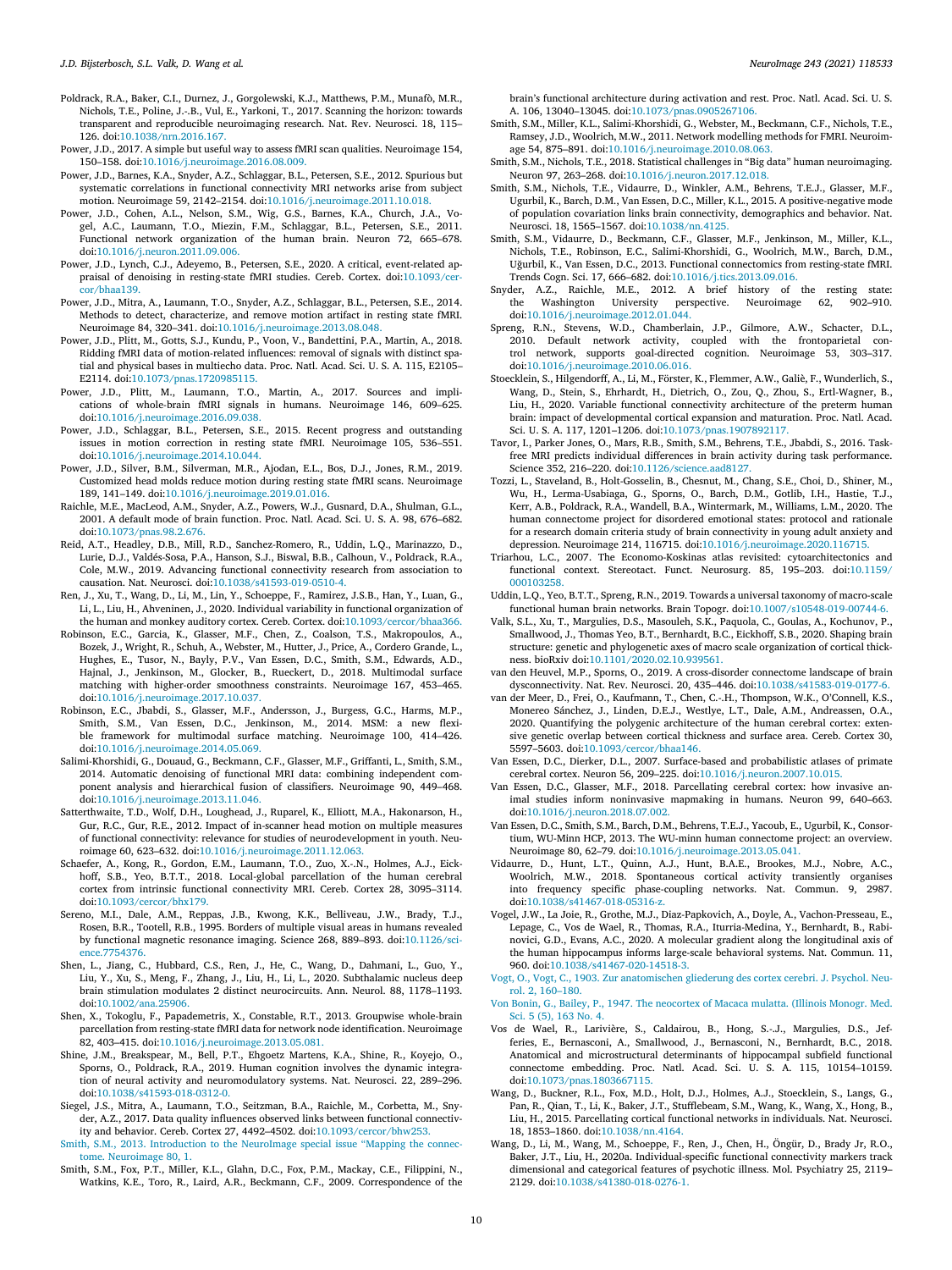Poldrack, R.A., Baker, C.I., Durnez, J., Gorgolewski, K.J., Matthews, P.M., Munafò, M.R., Nichols, T.E., Poline, J.-B., Vul, E., Yarkoni, T., 2017. Scanning the horizon: towards transparent and reproducible neuroimaging research. Nat. Rev. Neurosci. 18, 115–126. doi:10.1038/nrn.2016.167.

Power, J.D., 2017. A simple but useful way to assess fMRI scan qualities. Neuroimage 154, 150–158. doi:10.1016/j.neuroimage.2016.08.009.

Power, J.D., Barnes, K.A., Snyder, A.Z., Schlaggar, B.L., Petersen, S.E., 2012. Spurious but systematic correlations in functional connectivity MRI networks arise from subject motion. Neuroimage 59, 2142–2154. doi:10.1016/j.neuroimage.2011.10.018.

Power, J.D., Cohen, A.L., Nelson, S.M., Wig, G.S., Barnes, K.A., Church, J.A., Vogel, A.C., Laumann, T.O., Miezin, F.M., Schlaggar, B.L., Petersen, S.E., 2011. Functional network organization of the human brain. Neuron 72, 665–678. doi:10.1016/j.neuron.2011.09.006.

Power, J.D., Lynch, C.J., Adeyemo, B., Petersen, S.E., 2020. A critical, event-related appraisal of denoising in resting-state fMRI studies. Cereb. Cortex. doi:10.1093/cercor/bhaa139.

Power, J.D., Mitra, A., Laumann, T.O., Snyder, A.Z., Schlaggar, B.L., Petersen, S.E., 2014. Methods to detect, characterize, and remove motion artifact in resting state fMRI. Neuroimage 84, 320–341. doi:10.1016/j.neuroimage.2013.08.048.

Power, J.D., Plitt, M., Gotts, S.J., Kundu, P., Voon, V., Bandettini, P.A., Martin, A., 2018. Ridding fMRI data of motion-related influences: removal of signals with distinct spatial and physical bases in multiecho data. Proc. Natl. Acad. Sci. U. S. A. 115, E2105–E2114. doi:10.1073/pnas.1720985115.

Power, J.D., Plitt, M., Laumann, T.O., Martin, A., 2017. Sources and implications of whole-brain fMRI signals in humans. Neuroimage 146, 609–625. doi:10.1016/j.neuroimage.2016.09.038.

Power, J.D., Schlaggar, B.L., Petersen, S.E., 2015. Recent progress and outstanding issues in motion correction in resting state fMRI. Neuroimage 105, 536–551. doi:10.1016/j.neuroimage.2014.10.044.

Power, J.D., Silver, B.M., Silverman, M.R., Ajodan, E.L., Bos, D.J., Jones, R.M., 2019. Customized head molds reduce motion during resting state fMRI scans. Neuroimage 189, 141–149. doi:10.1016/j.neuroimage.2019.01.016.

Raichle, M.E., MacLeod, A.M., Snyder, A.Z., Powers, W.J., Gusnard, D.A., Shulman, G.L., 2001. A default mode of brain function. Proc. Natl. Acad. Sci. U. S. A. 98, 676–682. doi:10.1073/pnas.98.2.676.

Reid, A.T., Headley, D.B., Mill, R.D., Sanchez-Romero, R., Uddin, L.Q., Marinazzo, D., Lurie, D.J., Valdés-Sosa, P.A., Hanson, S.J., Biswal, B.B., Calhoun, V., Poldrack, R.A., Cole, M.W., 2019. Advancing functional connectivity research from association to causation. Nat. Neurosci. doi:10.1038/s41593-019-0510-4.

Ren, J., Xu, T., Wang, D., Li, M., Lin, Y., Schoeppe, F., Ramirez, J.S.B., Han, Y., Luan, G., Li, L., Liu, H., Ahveninen, J., 2020. Individual variability in functional organization of the human and monkey auditory cortex. Cereb. Cortex. doi:10.1093/cercor/bhaa366.

Robinson, E.C., Garcia, K., Glasser, M.F., Chen, Z., Coalson, T.S., Makropoulos, A., Bozek, J., Wright, R., Schuh, A., Webster, M., Hutter, J., Price, A., Cordero Grande, L., Hughes, E., Tusor, N., Bayly, P.V., Van Essen, D.C., Smith, S.M., Edwards, A.D., Hajnal, J., Jenkinson, M., Glocker, B., Rueckert, D., 2018. Multimodal surface matching with higher-order smoothness constraints. Neuroimage 167, 453–465. doi:10.1016/j.neuroimage.2017.10.037.

Robinson, E.C., Jbabdi, S., Glasser, M.F., Andersson, J., Burgess, G.C., Harms, M.P., Smith, S.M., Van Essen, D.C., Jenkinson, M., 2014. MSM: a new flexible framework for multimodal surface matching. Neuroimage 100, 414–426. doi:10.1016/j.neuroimage.2014.05.069.

Salimi-Khorshidi, G., Douaud, G., Beckmann, C.F., Glasser, M.F., Griffanti, L., Smith, S.M., 2014. Automatic denoising of functional MRI data: combining independent component analysis and hierarchical fusion of classifiers. Neuroimage 90, 449–468. doi:10.1016/j.neuroimage.2013.11.046.

Satterthwaite, T.D., Wolf, D.H., Loughead, J., Ruparel, K., Elliott, M.A., Hakonarson, H., Gur, R.C., Gur, R.E., 2012. Impact of in-scanner head motion on multiple measures of functional connectivity: relevance for studies of neurodevelopment in youth. Neuroimage 60, 623–632. doi:10.1016/j.neuroimage.2011.12.063.

Schaefer, A., Kong, R., Gordon, E.M., Laumann, T.O., Zuo, X.-N., Holmes, A.J., Eickhoff, S.B., Yeo, B.T.T., 2018. Local-global parcellation of the human cerebral cortex from intrinsic functional connectivity MRI. Cereb. Cortex 28, 3095–3114. doi:10.1093/cercor/bhx179.

Sereno, M.I., Dale, A.M., Reppas, J.B., Kwong, K.K., Belliveau, J.W., Brady, T.J., Rosen, B.R., Tootell, R.B., 1995. Borders of multiple visual areas in humans revealed by functional magnetic resonance imaging. Science 268, 889–893. doi:10.1126/science.7754376.

Shen, L., Jiang, C., Hubbard, C.S., Ren, J., He, C., Wang, D., Dahmani, L., Guo, Y., Liu, Y., Xu, S., Meng, F., Zhang, J., Liu, H., Li, L., 2020. Subthalamic nucleus deep brain stimulation modulates 2 distinct neurocircuits. Ann. Neurol. 88, 1178–1193. doi:10.1002/ana.25906.

Shen, X., Tokoglu, F., Papademetris, X., Constable, R.T., 2013. Groupwise whole-brain parcellation from resting-state fMRI data for network node identification. Neuroimage 82, 403–415. doi:10.1016/j.neuroimage.2013.05.081.

Shine, J.M., Breakspear, M., Bell, P.T., Ehgoetz Martens, K.A., Shine, R., Koyejo, O., Sporns, O., Poldrack, R.A., 2019. Human cognition involves the dynamic integration of neural activity and neuromodulatory systems. Nat. Neurosci. 22, 289–296. doi:10.1038/s41593-018-0312-0.

Siegel, J.S., Mitra, A., Laumann, T.O., Seitzman, B.A., Raichle, M., Corbetta, M., Snyder, A.Z., 2017. Data quality influences observed links between functional connectivity and behavior. Cereb. Cortex 27, 4492–4502. doi:10.1093/cercor/bhw253.

Smith, S.M., 2013. Introduction to the NeuroImage special issue "Mapping the connectome. Neuroimage 80, 1.

Smith, S.M., Fox, P.T., Miller, K.L., Glahn, D.C., Fox, P.M., Mackay, C.E., Filippini, N., Watkins, K.E., Toro, R., Laird, A.R., Beckmann, C.F., 2009. Correspondence of the brain's functional architecture during activation and rest. Proc. Natl. Acad. Sci. U. S. A. 106, 13040–13045. doi:10.1073/pnas.0905267106.

Smith, S.M., Miller, K.L., Salimi-Khorshidi, G., Webster, M., Beckmann, C.F., Nichols, T.E., Ramsey, J.D., Woolrich, M.W., 2011. Network modelling methods for FMRI. Neuroimage 54, 875–891. doi:10.1016/j.neuroimage.2010.08.063.

Smith, S.M., Nichols, T.E., 2018. Statistical challenges in "Big data" human neuroimaging. Neuron 97, 263–268. doi:10.1016/j.neuron.2017.12.018.

Smith, S.M., Nichols, T.E., Vidaurre, D., Winkler, A.M., Behrens, T.E.J., Glasser, M.F., Ugurbil, K., Barch, D.M., Van Essen, D.C., Miller, K.L., 2015. A positive-negative mode of population covariation links brain connectivity, demographics and behavior. Nat. Neurosci. 18, 1565–1567. doi:10.1038/nn.4125.

Smith, S.M., Vidaurre, D., Beckmann, C.F., Glasser, M.F., Jenkinson, M., Miller, K.L., Nichols, T.E., Robinson, E.C., Salimi-Khorshidi, G., Woolrich, M.W., Barch, D.M., Uğurbil, K., Van Essen, D.C., 2013. Functional connectomics from resting-state fMRI. Trends Cogn. Sci. 17, 666–682. doi:10.1016/j.tics.2013.09.016.

Snyder, A.Z., Raichle, M.E., 2012. A brief history of the resting state: the Washington University perspective. Neuroimage 62, 902–910. doi:10.1016/j.neuroimage.2012.01.044.

Spreng, R.N., Stevens, W.D., Chamberlain, J.P., Gilmore, A.W., Schacter, D.L., 2010. Default network activity, coupled with the frontoparietal control network, supports goal-directed cognition. Neuroimage 53, 303–317. doi:10.1016/j.neuroimage.2010.06.016.

Stoecklein, S., Hilgendorff, A., Li, M., Förster, K., Flemmer, A.W., Galiè, F., Wunderlich, S., Wang, D., Stein, S., Ehrhardt, H., Dietrich, O., Zou, Q., Zhou, S., Ertl-Wagner, B., Liu, H., 2020. Variable functional connectivity architecture of the preterm human brain: impact of developmental cortical expansion and maturation. Proc. Natl. Acad. Sci. U. S. A. 117, 1201–1206. doi:10.1073/pnas.1907892117.

Tavor, I., Parker Jones, O., Mars, R.B., Smith, S.M., Behrens, T.E., Jbabdi, S., 2016. Task-free MRI predicts individual differences in brain activity during task performance. Science 352, 216–220. doi:10.1126/science.aad8127.

Tozzi, L., Staveland, B., Holt-Gosselin, B., Chesnut, M., Chang, S.E., Choi, D., Shiner, M., Wu, H., Lerma-Usabiaga, G., Sporns, O., Barch, D.M., Gotlib, I.H., Hastie, T.J., Kerr, A.B., Poldrack, R.A., Wandell, B.A., Wintermark, M., Williams, L.M., 2020. The human connectome project for disordered emotional states: protocol and rationale for a research domain criteria study of brain connectivity in young adult anxiety and depression. Neuroimage 214, 116715. doi:10.1016/j.neuroimage.2020.116715.

Triarhou, L.C., 2007. The Economo-Koskinas atlas revisited: cytoarchitectonics and functional context. Stereotact. Funct. Neurosurg. 85, 195–203. doi:10.1159/000103258.

Uddin, L.Q., Yeo, B.T.T., Spreng, R.N., 2019. Towards a universal taxonomy of macro-scale functional human brain networks. Brain Topogr. doi:10.1007/s10548-019-00744-6.

Valk, S.L., Xu, T., Margulies, D.S., Masouleh, S.K., Paquola, C., Goulas, A., Kochunov, P., Smallwood, J., Thomas Yeo, B.T., Bernhardt, B.C., Eickhoff, S.B., 2020. Shaping brain structure: genetic and phylogenetic axes of macro scale organization of cortical thickness. bioRxiv doi:10.1101/2020.02.10.939561.

van den Heuvel, M.P., Sporns, O., 2019. A cross-disorder connectome landscape of brain dysconnectivity. Nat. Rev. Neurosci. 20, 435–446. doi:10.1038/s41583-019-0177-6.

van der Meer, D., Frei, O., Kaufmann, T., Chen, C.-H., Thompson, W.K., O'Connell, K.S., Monereo Sánchez, J., Linden, D.E.J., Westlye, L.T., Dale, A.M., Andreassen, O.A., 2020. Quantifying the polygenic architecture of the human cerebral cortex: extensive genetic overlap between cortical thickness and surface area. Cereb. Cortex 30, 5597–5603. doi:10.1093/cercor/bhaa146.

Van Essen, D.C., Dierker, D.L., 2007. Surface-based and probabilistic atlases of primate cerebral cortex. Neuron 56, 209–225. doi:10.1016/j.neuron.2007.10.015.

Van Essen, D.C., Glasser, M.F., 2018. Parcellating cerebral cortex: how invasive animal studies inform noninvasive mapmaking in humans. Neuron 99, 640–663. doi:10.1016/j.neuron.2018.07.002.

Van Essen, D.C., Smith, S.M., Barch, D.M., Behrens, T.E.J., Yacoub, E., Ugurbil, K., Consortium, WU-Minn HCP, 2013. The WU-minn human connectome project: an overview. Neuroimage 80, 62–79. doi:10.1016/j.neuroimage.2013.05.041.

Vidaurre, D., Hunt, L.T., Quinn, A.J., Hunt, B.A.E., Brookes, M.J., Nobre, A.C., Woolrich, M.W., 2018. Spontaneous cortical activity transiently organises into frequency specific phase-coupling networks. Nat. Commun. 9, 2987. doi:10.1038/s41467-018-05316-z.

Vogel, J.W., La Joie, R., Grothe, M.J., Diaz-Papkovich, A., Doyle, A., Vachon-Presseau, E., Lepage, C., Vos de Wael, R., Thomas, R.A., Iturria-Medina, Y., Bernhardt, B., Rabinovici, G.D., Evans, A.C., 2020. A molecular gradient along the longitudinal axis of the human hippocampus informs large-scale behavioral systems. Nat. Commun. 11, 960. doi:10.1038/s41467-020-14518-3.

Vogt, O., Vogt, C., 1903. Zur anatomischen gliederung des cortex cerebri. J. Psychol. Neurol. 2, 160–180.

Von Bonin, G., Bailey, P., 1947. The neocortex of Macaca mulatta. (Illinois Monogr. Med. Sci. 5 (5), 163 No. 4.

Vos de Wael, R., Larivière, S., Caldairou, B., Hong, S.-J., Margulies, D.S., Jefferies, E., Bernasconi, A., Smallwood, J., Bernasconi, N., Bernhardt, B.C., 2018. Anatomical and microstructural determinants of hippocampal subfield functional connectome embedding. Proc. Natl. Acad. Sci. U. S. A. 115, 10154–10159. doi:10.1073/pnas.1803667115.

Wang, D., Buckner, R.L., Fox, M.D., Holt, D.J., Holmes, A.J., Stoecklein, S., Langs, G., Pan, R., Qian, T., Li, K., Baker, J.T., Stufflebeam, S.M., Wang, K., Wang, X., Hong, B., Liu, H., 2015. Parcellating cortical functional networks in individuals. Nat. Neurosci. 18, 1853–1860. doi:10.1038/nn.4164.

Wang, D., Li, M., Wang, M., Schoeppe, F., Ren, J., Chen, H., Öngür, D., Brady Jr, R.O., Baker, J.T., Liu, H., 2020a. Individual-specific functional connectivity markers track dimensional and categorical features of psychotic illness. Mol. Psychiatry 25, 2119–2129. doi:10.1038/s41380-018-0276-1.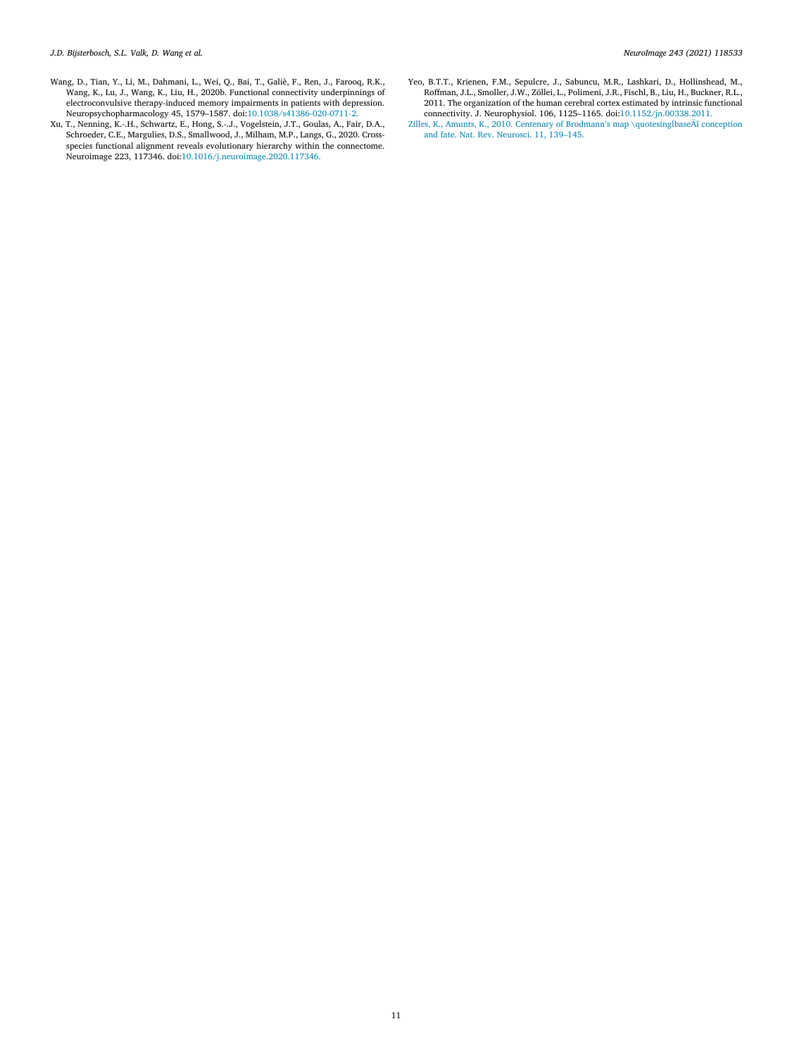Wang, D., Tian, Y., Li, M., Dahmani, L., Wei, Q., Bai, T., Galiè, F., Ren, J., Farooq, R.K., Wang, K., Lu, J., Wang, K., Liu, H., 2020b. Functional connectivity underpinnings of electroconvulsive therapy-induced memory impairments in patients with depression. Neuropsychopharmacology 45, 1579–1587. doi:10.1038/s41386-020-0711-2.

Xu, T., Nenning, K.-.H., Schwartz, E., Hong, S.-.J., Vogelstein, J.T., Goulas, A., Fair, D.A., Schroeder, C.E., Margulies, D.S., Smallwood, J., Milham, M.P., Langs, G., 2020. Cross-species functional alignment reveals evolutionary hierarchy within the connectome. Neuroimage 223, 117346. doi:10.1016/j.neuroimage.2020.117346.

Yeo, B.T.T., Krienen, F.M., Sepulcre, J., Sabuncu, M.R., Lashkari, D., Hollinshead, M., Roffman, J.L., Smoller, J.W., Zöllei, L., Polimeni, J.R., Fischl, B., Liu, H., Buckner, R.L., 2011. The organization of the human cerebral cortex estimated by intrinsic functional connectivity. J. Neurophysiol. 106, 1125–1165. doi:10.1152/jn.00338.2011.

Zilles, K., Amunts, K., 2010. Centenary of Brodmann's map \quotesinglbaseÂî conception and fate. Nat. Rev. Neurosci. 11, 139–145.